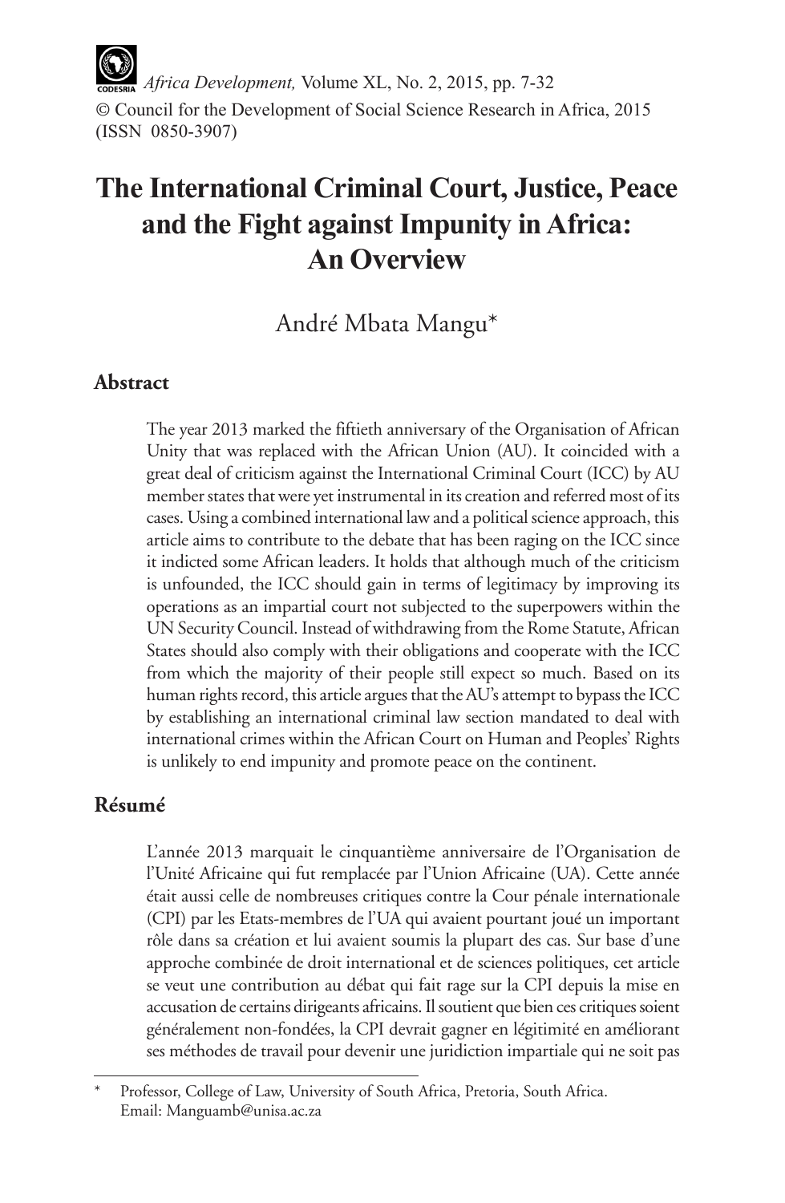*Africa Development,* Volume XL, No. 2, 2015, pp. 7-32
© Council for the Development of Social Science Research in Africa, 2015
(ISSN 0850-3907)

# The International Criminal Court, Justice, Peace and the Fight against Impunity in Africa: An Overview

André Mbata Mangu*

## Abstract

The year 2013 marked the fiftieth anniversary of the Organisation of African Unity that was replaced with the African Union (AU). It coincided with a great deal of criticism against the International Criminal Court (ICC) by AU member states that were yet instrumental in its creation and referred most of its cases. Using a combined international law and a political science approach, this article aims to contribute to the debate that has been raging on the ICC since it indicted some African leaders. It holds that although much of the criticism is unfounded, the ICC should gain in terms of legitimacy by improving its operations as an impartial court not subjected to the superpowers within the UN Security Council. Instead of withdrawing from the Rome Statute, African States should also comply with their obligations and cooperate with the ICC from which the majority of their people still expect so much. Based on its human rights record, this article argues that the AU's attempt to bypass the ICC by establishing an international criminal law section mandated to deal with international crimes within the African Court on Human and Peoples' Rights is unlikely to end impunity and promote peace on the continent.

## Résumé

L'année 2013 marquait le cinquantième anniversaire de l'Organisation de l'Unité Africaine qui fut remplacée par l'Union Africaine (UA). Cette année était aussi celle de nombreuses critiques contre la Cour pénale internationale (CPI) par les Etats-membres de l'UA qui avaient pourtant joué un important rôle dans sa création et lui avaient soumis la plupart des cas. Sur base d'une approche combinée de droit international et de sciences politiques, cet article se veut une contribution au débat qui fait rage sur la CPI depuis la mise en accusation de certains dirigeants africains. Il soutient que bien ces critiques soient généralement non-fondées, la CPI devrait gagner en légitimité en améliorant ses méthodes de travail pour devenir une juridiction impartiale qui ne soit pas

---

\* Professor, College of Law, University of South Africa, Pretoria, South Africa.
Email: Manguamb@unisa.ac.za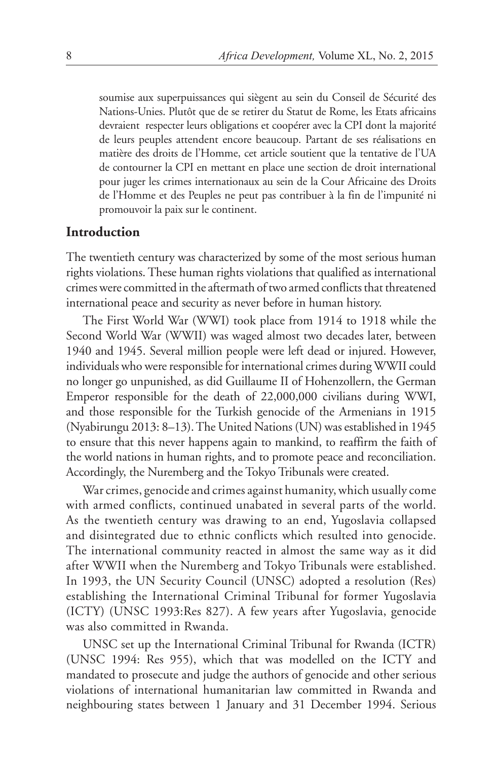soumise aux superpuissances qui siègent au sein du Conseil de Sécurité des Nations-Unies. Plutôt que de se retirer du Statut de Rome, les Etats africains devraient respecter leurs obligations et coopérer avec la CPI dont la majorité de leurs peuples attendent encore beaucoup. Partant de ses réalisations en matière des droits de l'Homme, cet article soutient que la tentative de l'UA de contourner la CPI en mettant en place une section de droit international pour juger les crimes internationaux au sein de la Cour Africaine des Droits de l'Homme et des Peuples ne peut pas contribuer à la fin de l'impunité ni promouvoir la paix sur le continent.

## Introduction

The twentieth century was characterized by some of the most serious human rights violations. These human rights violations that qualified as international crimes were committed in the aftermath of two armed conflicts that threatened international peace and security as never before in human history.

The First World War (WWI) took place from 1914 to 1918 while the Second World War (WWII) was waged almost two decades later, between 1940 and 1945. Several million people were left dead or injured. However, individuals who were responsible for international crimes during WWII could no longer go unpunished, as did Guillaume II of Hohenzollern, the German Emperor responsible for the death of 22,000,000 civilians during WWI, and those responsible for the Turkish genocide of the Armenians in 1915 (Nyabirungu 2013: 8–13). The United Nations (UN) was established in 1945 to ensure that this never happens again to mankind, to reaffirm the faith of the world nations in human rights, and to promote peace and reconciliation. Accordingly, the Nuremberg and the Tokyo Tribunals were created.

War crimes, genocide and crimes against humanity, which usually come with armed conflicts, continued unabated in several parts of the world. As the twentieth century was drawing to an end, Yugoslavia collapsed and disintegrated due to ethnic conflicts which resulted into genocide. The international community reacted in almost the same way as it did after WWII when the Nuremberg and Tokyo Tribunals were established. In 1993, the UN Security Council (UNSC) adopted a resolution (Res) establishing the International Criminal Tribunal for former Yugoslavia (ICTY) (UNSC 1993:Res 827). A few years after Yugoslavia, genocide was also committed in Rwanda.

UNSC set up the International Criminal Tribunal for Rwanda (ICTR) (UNSC 1994: Res 955), which that was modelled on the ICTY and mandated to prosecute and judge the authors of genocide and other serious violations of international humanitarian law committed in Rwanda and neighbouring states between 1 January and 31 December 1994. Serious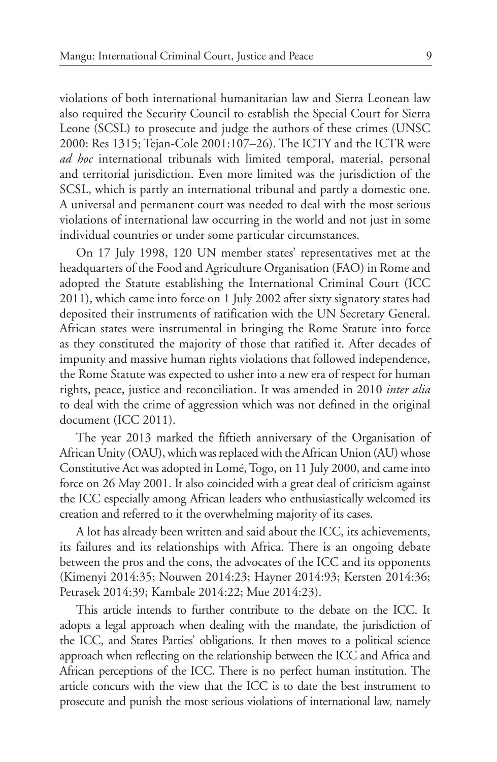violations of both international humanitarian law and Sierra Leonean law also required the Security Council to establish the Special Court for Sierra Leone (SCSL) to prosecute and judge the authors of these crimes (UNSC 2000: Res 1315; Tejan-Cole 2001:107–26). The ICTY and the ICTR were *ad hoc* international tribunals with limited temporal, material, personal and territorial jurisdiction. Even more limited was the jurisdiction of the SCSL, which is partly an international tribunal and partly a domestic one. A universal and permanent court was needed to deal with the most serious violations of international law occurring in the world and not just in some individual countries or under some particular circumstances.

On 17 July 1998, 120 UN member states' representatives met at the headquarters of the Food and Agriculture Organisation (FAO) in Rome and adopted the Statute establishing the International Criminal Court (ICC 2011), which came into force on 1 July 2002 after sixty signatory states had deposited their instruments of ratification with the UN Secretary General. African states were instrumental in bringing the Rome Statute into force as they constituted the majority of those that ratified it. After decades of impunity and massive human rights violations that followed independence, the Rome Statute was expected to usher into a new era of respect for human rights, peace, justice and reconciliation. It was amended in 2010 *inter alia* to deal with the crime of aggression which was not defined in the original document (ICC 2011).

The year 2013 marked the fiftieth anniversary of the Organisation of African Unity (OAU), which was replaced with the African Union (AU) whose Constitutive Act was adopted in Lomé, Togo, on 11 July 2000, and came into force on 26 May 2001. It also coincided with a great deal of criticism against the ICC especially among African leaders who enthusiastically welcomed its creation and referred to it the overwhelming majority of its cases.

A lot has already been written and said about the ICC, its achievements, its failures and its relationships with Africa. There is an ongoing debate between the pros and the cons, the advocates of the ICC and its opponents (Kimenyi 2014:35; Nouwen 2014:23; Hayner 2014:93; Kersten 2014:36; Petrasek 2014:39; Kambale 2014:22; Mue 2014:23).

This article intends to further contribute to the debate on the ICC. It adopts a legal approach when dealing with the mandate, the jurisdiction of the ICC, and States Parties' obligations. It then moves to a political science approach when reflecting on the relationship between the ICC and Africa and African perceptions of the ICC. There is no perfect human institution. The article concurs with the view that the ICC is to date the best instrument to prosecute and punish the most serious violations of international law, namely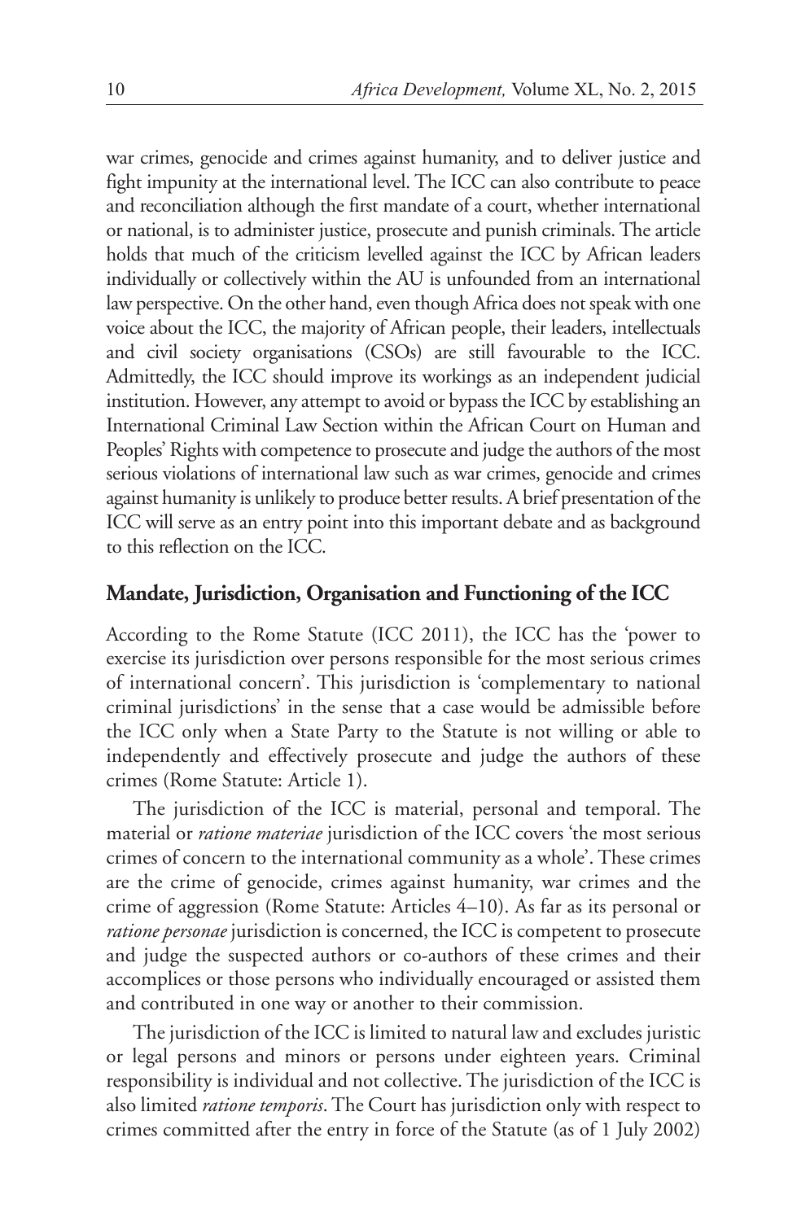war crimes, genocide and crimes against humanity, and to deliver justice and fight impunity at the international level. The ICC can also contribute to peace and reconciliation although the first mandate of a court, whether international or national, is to administer justice, prosecute and punish criminals. The article holds that much of the criticism levelled against the ICC by African leaders individually or collectively within the AU is unfounded from an international law perspective. On the other hand, even though Africa does not speak with one voice about the ICC, the majority of African people, their leaders, intellectuals and civil society organisations (CSOs) are still favourable to the ICC. Admittedly, the ICC should improve its workings as an independent judicial institution. However, any attempt to avoid or bypass the ICC by establishing an International Criminal Law Section within the African Court on Human and Peoples' Rights with competence to prosecute and judge the authors of the most serious violations of international law such as war crimes, genocide and crimes against humanity is unlikely to produce better results. A brief presentation of the ICC will serve as an entry point into this important debate and as background to this reflection on the ICC.

## Mandate, Jurisdiction, Organisation and Functioning of the ICC

According to the Rome Statute (ICC 2011), the ICC has the 'power to exercise its jurisdiction over persons responsible for the most serious crimes of international concern'. This jurisdiction is 'complementary to national criminal jurisdictions' in the sense that a case would be admissible before the ICC only when a State Party to the Statute is not willing or able to independently and effectively prosecute and judge the authors of these crimes (Rome Statute: Article 1).

The jurisdiction of the ICC is material, personal and temporal. The material or *ratione materiae* jurisdiction of the ICC covers 'the most serious crimes of concern to the international community as a whole'. These crimes are the crime of genocide, crimes against humanity, war crimes and the crime of aggression (Rome Statute: Articles 4–10). As far as its personal or *ratione personae* jurisdiction is concerned, the ICC is competent to prosecute and judge the suspected authors or co-authors of these crimes and their accomplices or those persons who individually encouraged or assisted them and contributed in one way or another to their commission.

The jurisdiction of the ICC is limited to natural law and excludes juristic or legal persons and minors or persons under eighteen years. Criminal responsibility is individual and not collective. The jurisdiction of the ICC is also limited *ratione temporis*. The Court has jurisdiction only with respect to crimes committed after the entry in force of the Statute (as of 1 July 2002)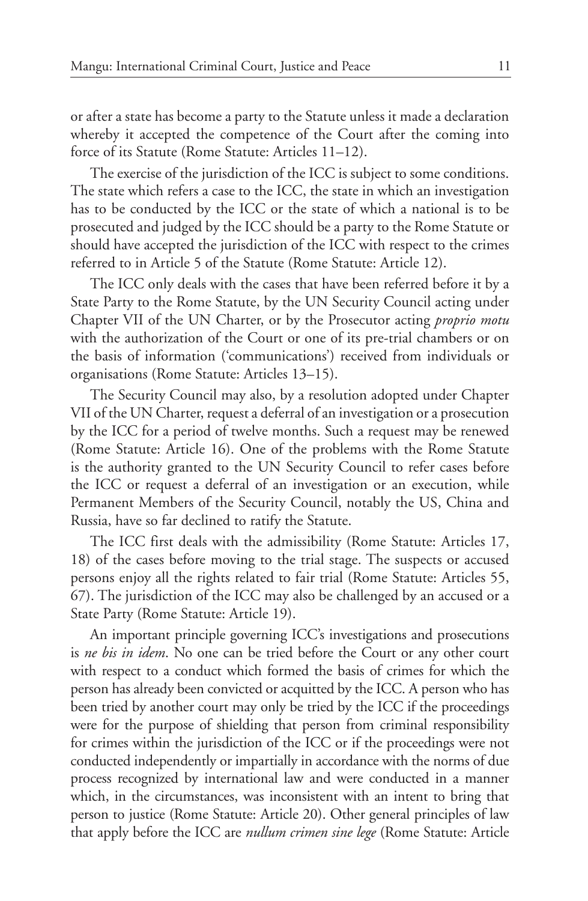or after a state has become a party to the Statute unless it made a declaration whereby it accepted the competence of the Court after the coming into force of its Statute (Rome Statute: Articles 11–12).

The exercise of the jurisdiction of the ICC is subject to some conditions. The state which refers a case to the ICC, the state in which an investigation has to be conducted by the ICC or the state of which a national is to be prosecuted and judged by the ICC should be a party to the Rome Statute or should have accepted the jurisdiction of the ICC with respect to the crimes referred to in Article 5 of the Statute (Rome Statute: Article 12).

The ICC only deals with the cases that have been referred before it by a State Party to the Rome Statute, by the UN Security Council acting under Chapter VII of the UN Charter, or by the Prosecutor acting *proprio motu* with the authorization of the Court or one of its pre-trial chambers or on the basis of information ('communications') received from individuals or organisations (Rome Statute: Articles 13–15).

The Security Council may also, by a resolution adopted under Chapter VII of the UN Charter, request a deferral of an investigation or a prosecution by the ICC for a period of twelve months. Such a request may be renewed (Rome Statute: Article 16). One of the problems with the Rome Statute is the authority granted to the UN Security Council to refer cases before the ICC or request a deferral of an investigation or an execution, while Permanent Members of the Security Council, notably the US, China and Russia, have so far declined to ratify the Statute.

The ICC first deals with the admissibility (Rome Statute: Articles 17, 18) of the cases before moving to the trial stage. The suspects or accused persons enjoy all the rights related to fair trial (Rome Statute: Articles 55, 67). The jurisdiction of the ICC may also be challenged by an accused or a State Party (Rome Statute: Article 19).

An important principle governing ICC's investigations and prosecutions is *ne bis in idem*. No one can be tried before the Court or any other court with respect to a conduct which formed the basis of crimes for which the person has already been convicted or acquitted by the ICC. A person who has been tried by another court may only be tried by the ICC if the proceedings were for the purpose of shielding that person from criminal responsibility for crimes within the jurisdiction of the ICC or if the proceedings were not conducted independently or impartially in accordance with the norms of due process recognized by international law and were conducted in a manner which, in the circumstances, was inconsistent with an intent to bring that person to justice (Rome Statute: Article 20). Other general principles of law that apply before the ICC are *nullum crimen sine lege* (Rome Statute: Article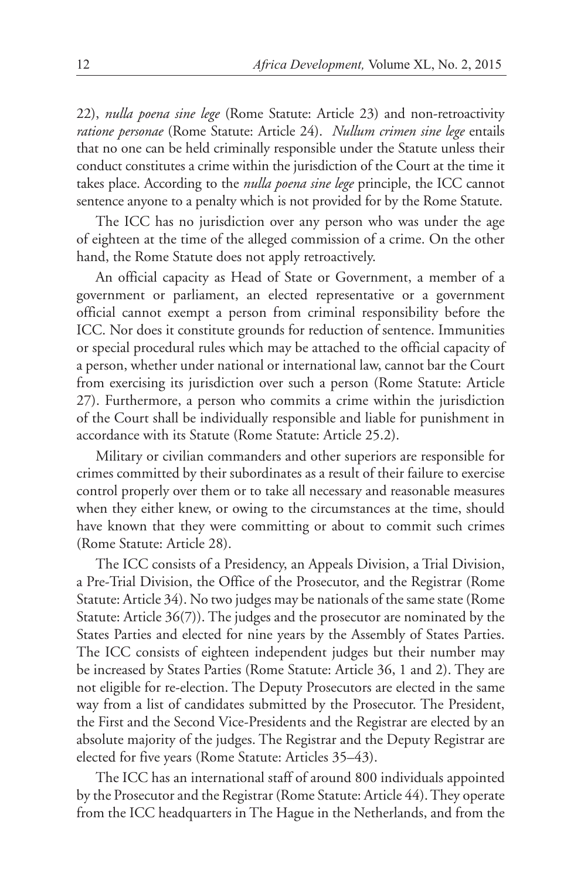22), *nulla poena sine lege* (Rome Statute: Article 23) and non-retroactivity *ratione personae* (Rome Statute: Article 24). *Nullum crimen sine lege* entails that no one can be held criminally responsible under the Statute unless their conduct constitutes a crime within the jurisdiction of the Court at the time it takes place. According to the *nulla poena sine lege* principle, the ICC cannot sentence anyone to a penalty which is not provided for by the Rome Statute.

The ICC has no jurisdiction over any person who was under the age of eighteen at the time of the alleged commission of a crime. On the other hand, the Rome Statute does not apply retroactively.

An official capacity as Head of State or Government, a member of a government or parliament, an elected representative or a government official cannot exempt a person from criminal responsibility before the ICC. Nor does it constitute grounds for reduction of sentence. Immunities or special procedural rules which may be attached to the official capacity of a person, whether under national or international law, cannot bar the Court from exercising its jurisdiction over such a person (Rome Statute: Article 27). Furthermore, a person who commits a crime within the jurisdiction of the Court shall be individually responsible and liable for punishment in accordance with its Statute (Rome Statute: Article 25.2).

Military or civilian commanders and other superiors are responsible for crimes committed by their subordinates as a result of their failure to exercise control properly over them or to take all necessary and reasonable measures when they either knew, or owing to the circumstances at the time, should have known that they were committing or about to commit such crimes (Rome Statute: Article 28).

The ICC consists of a Presidency, an Appeals Division, a Trial Division, a Pre-Trial Division, the Office of the Prosecutor, and the Registrar (Rome Statute: Article 34). No two judges may be nationals of the same state (Rome Statute: Article 36(7)). The judges and the prosecutor are nominated by the States Parties and elected for nine years by the Assembly of States Parties. The ICC consists of eighteen independent judges but their number may be increased by States Parties (Rome Statute: Article 36, 1 and 2). They are not eligible for re-election. The Deputy Prosecutors are elected in the same way from a list of candidates submitted by the Prosecutor. The President, the First and the Second Vice-Presidents and the Registrar are elected by an absolute majority of the judges. The Registrar and the Deputy Registrar are elected for five years (Rome Statute: Articles 35–43).

The ICC has an international staff of around 800 individuals appointed by the Prosecutor and the Registrar (Rome Statute: Article 44). They operate from the ICC headquarters in The Hague in the Netherlands, and from the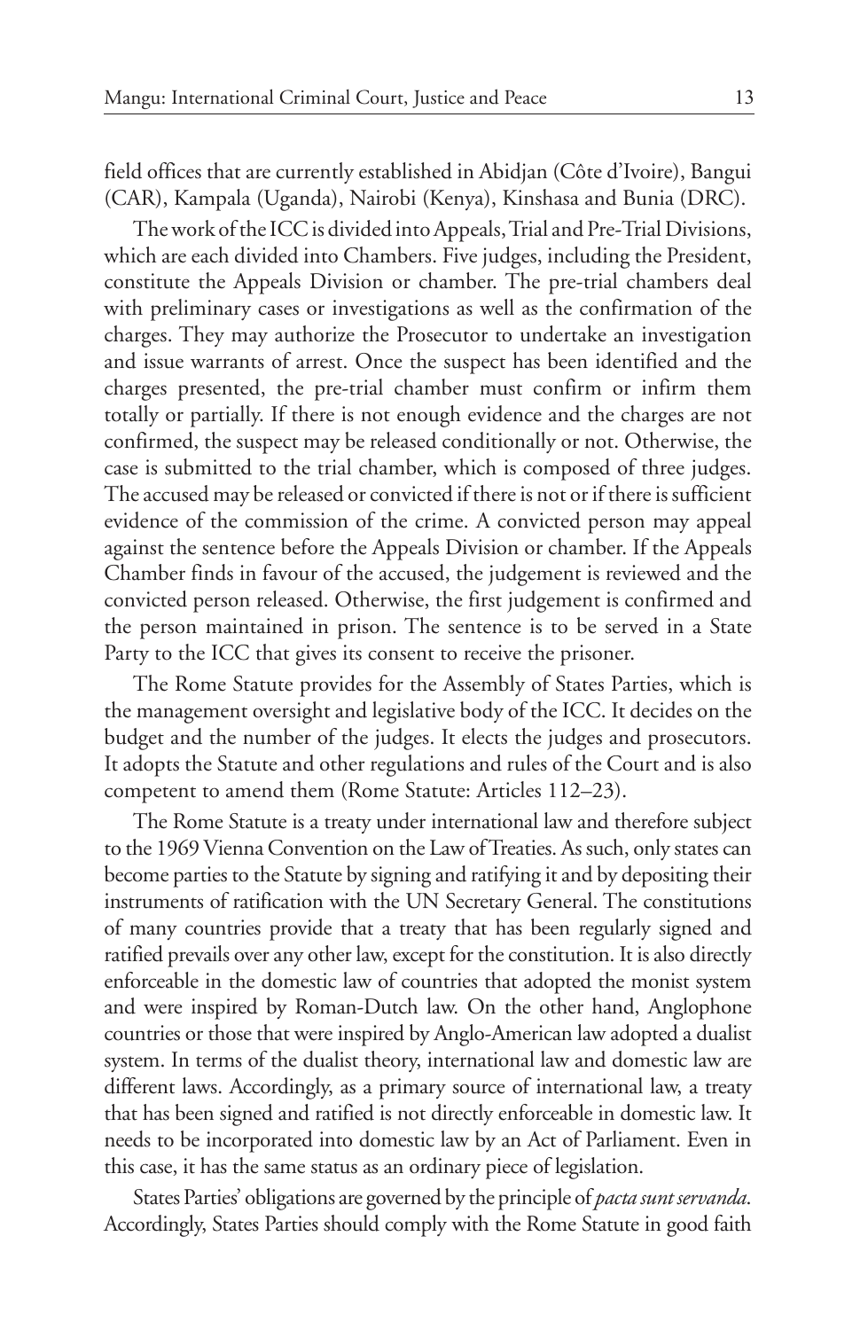field offices that are currently established in Abidjan (Côte d'Ivoire), Bangui (CAR), Kampala (Uganda), Nairobi (Kenya), Kinshasa and Bunia (DRC).

The work of the ICC is divided into Appeals, Trial and Pre-Trial Divisions, which are each divided into Chambers. Five judges, including the President, constitute the Appeals Division or chamber. The pre-trial chambers deal with preliminary cases or investigations as well as the confirmation of the charges. They may authorize the Prosecutor to undertake an investigation and issue warrants of arrest. Once the suspect has been identified and the charges presented, the pre-trial chamber must confirm or infirm them totally or partially. If there is not enough evidence and the charges are not confirmed, the suspect may be released conditionally or not. Otherwise, the case is submitted to the trial chamber, which is composed of three judges. The accused may be released or convicted if there is not or if there is sufficient evidence of the commission of the crime. A convicted person may appeal against the sentence before the Appeals Division or chamber. If the Appeals Chamber finds in favour of the accused, the judgement is reviewed and the convicted person released. Otherwise, the first judgement is confirmed and the person maintained in prison. The sentence is to be served in a State Party to the ICC that gives its consent to receive the prisoner.

The Rome Statute provides for the Assembly of States Parties, which is the management oversight and legislative body of the ICC. It decides on the budget and the number of the judges. It elects the judges and prosecutors. It adopts the Statute and other regulations and rules of the Court and is also competent to amend them (Rome Statute: Articles 112–23).

The Rome Statute is a treaty under international law and therefore subject to the 1969 Vienna Convention on the Law of Treaties. As such, only states can become parties to the Statute by signing and ratifying it and by depositing their instruments of ratification with the UN Secretary General. The constitutions of many countries provide that a treaty that has been regularly signed and ratified prevails over any other law, except for the constitution. It is also directly enforceable in the domestic law of countries that adopted the monist system and were inspired by Roman-Dutch law. On the other hand, Anglophone countries or those that were inspired by Anglo-American law adopted a dualist system. In terms of the dualist theory, international law and domestic law are different laws. Accordingly, as a primary source of international law, a treaty that has been signed and ratified is not directly enforceable in domestic law. It needs to be incorporated into domestic law by an Act of Parliament. Even in this case, it has the same status as an ordinary piece of legislation.

States Parties' obligations are governed by the principle of *pacta sunt servanda*. Accordingly, States Parties should comply with the Rome Statute in good faith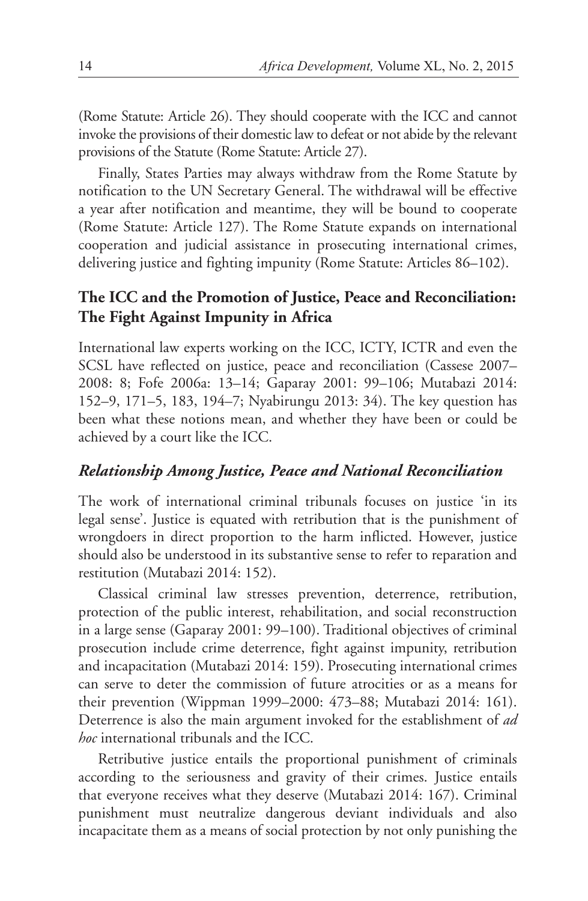(Rome Statute: Article 26). They should cooperate with the ICC and cannot invoke the provisions of their domestic law to defeat or not abide by the relevant provisions of the Statute (Rome Statute: Article 27).

Finally, States Parties may always withdraw from the Rome Statute by notification to the UN Secretary General. The withdrawal will be effective a year after notification and meantime, they will be bound to cooperate (Rome Statute: Article 127). The Rome Statute expands on international cooperation and judicial assistance in prosecuting international crimes, delivering justice and fighting impunity (Rome Statute: Articles 86–102).

## The ICC and the Promotion of Justice, Peace and Reconciliation: The Fight Against Impunity in Africa

International law experts working on the ICC, ICTY, ICTR and even the SCSL have reflected on justice, peace and reconciliation (Cassese 2007–2008: 8; Fofe 2006a: 13–14; Gaparay 2001: 99–106; Mutabazi 2014: 152–9, 171–5, 183, 194–7; Nyabirungu 2013: 34). The key question has been what these notions mean, and whether they have been or could be achieved by a court like the ICC.

### *Relationship Among Justice, Peace and National Reconciliation*

The work of international criminal tribunals focuses on justice 'in its legal sense'. Justice is equated with retribution that is the punishment of wrongdoers in direct proportion to the harm inflicted. However, justice should also be understood in its substantive sense to refer to reparation and restitution (Mutabazi 2014: 152).

Classical criminal law stresses prevention, deterrence, retribution, protection of the public interest, rehabilitation, and social reconstruction in a large sense (Gaparay 2001: 99–100). Traditional objectives of criminal prosecution include crime deterrence, fight against impunity, retribution and incapacitation (Mutabazi 2014: 159). Prosecuting international crimes can serve to deter the commission of future atrocities or as a means for their prevention (Wippman 1999–2000: 473–88; Mutabazi 2014: 161). Deterrence is also the main argument invoked for the establishment of *ad hoc* international tribunals and the ICC.

Retributive justice entails the proportional punishment of criminals according to the seriousness and gravity of their crimes. Justice entails that everyone receives what they deserve (Mutabazi 2014: 167). Criminal punishment must neutralize dangerous deviant individuals and also incapacitate them as a means of social protection by not only punishing the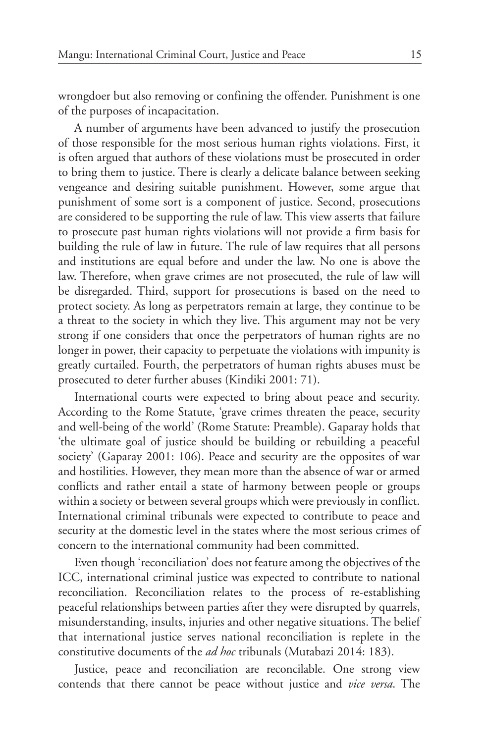wrongdoer but also removing or confining the offender. Punishment is one of the purposes of incapacitation.

A number of arguments have been advanced to justify the prosecution of those responsible for the most serious human rights violations. First, it is often argued that authors of these violations must be prosecuted in order to bring them to justice. There is clearly a delicate balance between seeking vengeance and desiring suitable punishment. However, some argue that punishment of some sort is a component of justice. Second, prosecutions are considered to be supporting the rule of law. This view asserts that failure to prosecute past human rights violations will not provide a firm basis for building the rule of law in future. The rule of law requires that all persons and institutions are equal before and under the law. No one is above the law. Therefore, when grave crimes are not prosecuted, the rule of law will be disregarded. Third, support for prosecutions is based on the need to protect society. As long as perpetrators remain at large, they continue to be a threat to the society in which they live. This argument may not be very strong if one considers that once the perpetrators of human rights are no longer in power, their capacity to perpetuate the violations with impunity is greatly curtailed. Fourth, the perpetrators of human rights abuses must be prosecuted to deter further abuses (Kindiki 2001: 71).

International courts were expected to bring about peace and security. According to the Rome Statute, 'grave crimes threaten the peace, security and well-being of the world' (Rome Statute: Preamble). Gaparay holds that 'the ultimate goal of justice should be building or rebuilding a peaceful society' (Gaparay 2001: 106). Peace and security are the opposites of war and hostilities. However, they mean more than the absence of war or armed conflicts and rather entail a state of harmony between people or groups within a society or between several groups which were previously in conflict. International criminal tribunals were expected to contribute to peace and security at the domestic level in the states where the most serious crimes of concern to the international community had been committed.

Even though 'reconciliation' does not feature among the objectives of the ICC, international criminal justice was expected to contribute to national reconciliation. Reconciliation relates to the process of re-establishing peaceful relationships between parties after they were disrupted by quarrels, misunderstanding, insults, injuries and other negative situations. The belief that international justice serves national reconciliation is replete in the constitutive documents of the *ad hoc* tribunals (Mutabazi 2014: 183).

Justice, peace and reconciliation are reconcilable. One strong view contends that there cannot be peace without justice and *vice versa*. The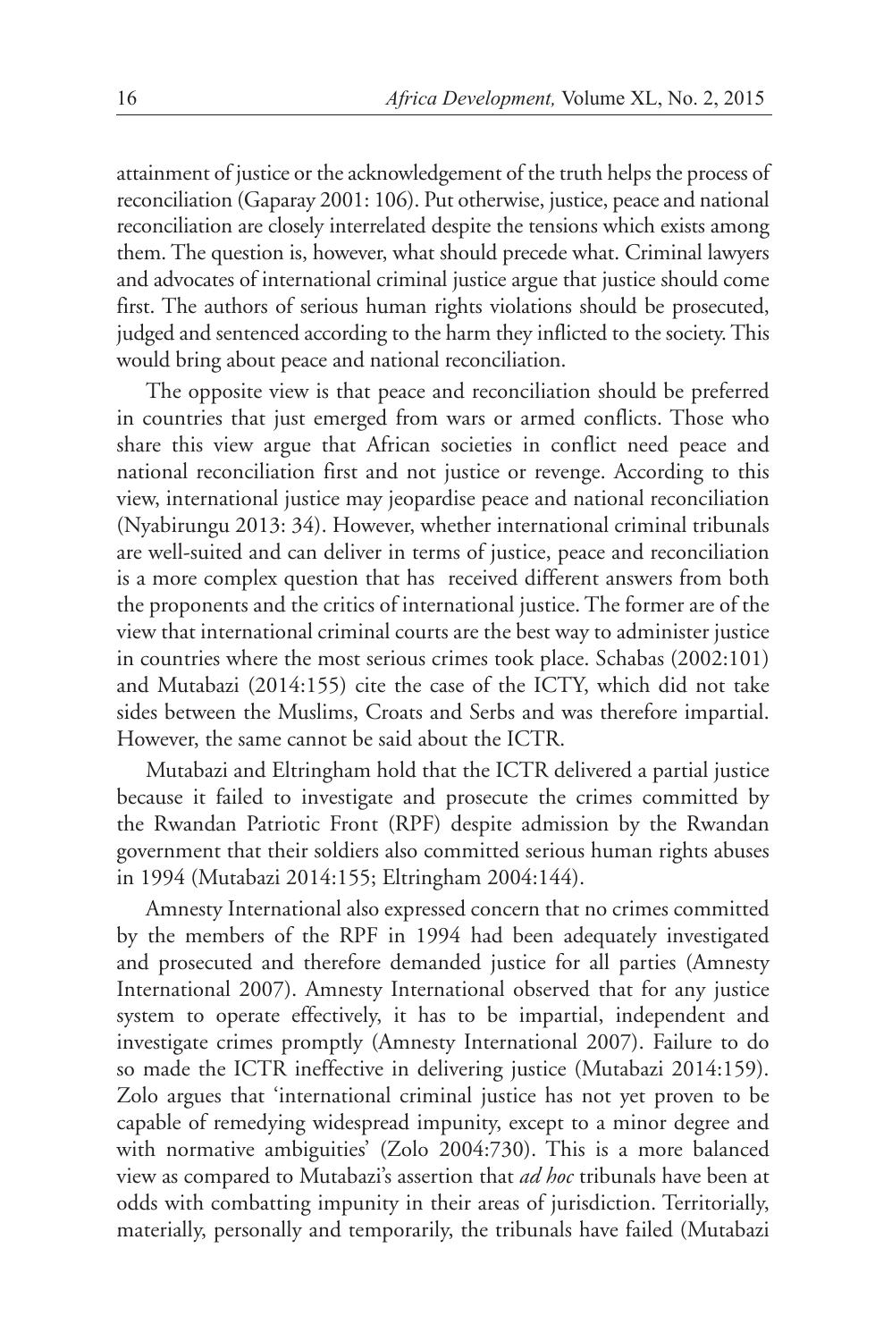attainment of justice or the acknowledgement of the truth helps the process of reconciliation (Gaparay 2001: 106). Put otherwise, justice, peace and national reconciliation are closely interrelated despite the tensions which exists among them. The question is, however, what should precede what. Criminal lawyers and advocates of international criminal justice argue that justice should come first. The authors of serious human rights violations should be prosecuted, judged and sentenced according to the harm they inflicted to the society. This would bring about peace and national reconciliation.

The opposite view is that peace and reconciliation should be preferred in countries that just emerged from wars or armed conflicts. Those who share this view argue that African societies in conflict need peace and national reconciliation first and not justice or revenge. According to this view, international justice may jeopardise peace and national reconciliation (Nyabirungu 2013: 34). However, whether international criminal tribunals are well-suited and can deliver in terms of justice, peace and reconciliation is a more complex question that has received different answers from both the proponents and the critics of international justice. The former are of the view that international criminal courts are the best way to administer justice in countries where the most serious crimes took place. Schabas (2002:101) and Mutabazi (2014:155) cite the case of the ICTY, which did not take sides between the Muslims, Croats and Serbs and was therefore impartial. However, the same cannot be said about the ICTR.

Mutabazi and Eltringham hold that the ICTR delivered a partial justice because it failed to investigate and prosecute the crimes committed by the Rwandan Patriotic Front (RPF) despite admission by the Rwandan government that their soldiers also committed serious human rights abuses in 1994 (Mutabazi 2014:155; Eltringham 2004:144).

Amnesty International also expressed concern that no crimes committed by the members of the RPF in 1994 had been adequately investigated and prosecuted and therefore demanded justice for all parties (Amnesty International 2007). Amnesty International observed that for any justice system to operate effectively, it has to be impartial, independent and investigate crimes promptly (Amnesty International 2007). Failure to do so made the ICTR ineffective in delivering justice (Mutabazi 2014:159). Zolo argues that 'international criminal justice has not yet proven to be capable of remedying widespread impunity, except to a minor degree and with normative ambiguities' (Zolo 2004:730). This is a more balanced view as compared to Mutabazi's assertion that *ad hoc* tribunals have been at odds with combatting impunity in their areas of jurisdiction. Territorially, materially, personally and temporarily, the tribunals have failed (Mutabazi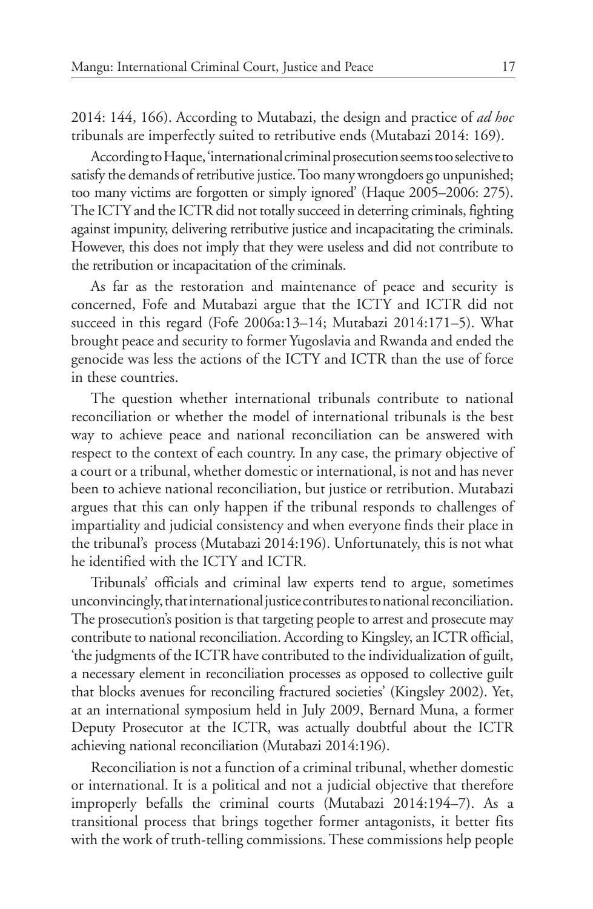2014: 144, 166). According to Mutabazi, the design and practice of *ad hoc* tribunals are imperfectly suited to retributive ends (Mutabazi 2014: 169).

According to Haque, 'international criminal prosecution seems too selective to satisfy the demands of retributive justice. Too many wrongdoers go unpunished; too many victims are forgotten or simply ignored' (Haque 2005–2006: 275). The ICTY and the ICTR did not totally succeed in deterring criminals, fighting against impunity, delivering retributive justice and incapacitating the criminals. However, this does not imply that they were useless and did not contribute to the retribution or incapacitation of the criminals.

As far as the restoration and maintenance of peace and security is concerned, Fofe and Mutabazi argue that the ICTY and ICTR did not succeed in this regard (Fofe 2006a:13–14; Mutabazi 2014:171–5). What brought peace and security to former Yugoslavia and Rwanda and ended the genocide was less the actions of the ICTY and ICTR than the use of force in these countries.

The question whether international tribunals contribute to national reconciliation or whether the model of international tribunals is the best way to achieve peace and national reconciliation can be answered with respect to the context of each country. In any case, the primary objective of a court or a tribunal, whether domestic or international, is not and has never been to achieve national reconciliation, but justice or retribution. Mutabazi argues that this can only happen if the tribunal responds to challenges of impartiality and judicial consistency and when everyone finds their place in the tribunal's process (Mutabazi 2014:196). Unfortunately, this is not what he identified with the ICTY and ICTR.

Tribunals' officials and criminal law experts tend to argue, sometimes unconvincingly, that international justice contributes to national reconciliation. The prosecution's position is that targeting people to arrest and prosecute may contribute to national reconciliation. According to Kingsley, an ICTR official, 'the judgments of the ICTR have contributed to the individualization of guilt, a necessary element in reconciliation processes as opposed to collective guilt that blocks avenues for reconciling fractured societies' (Kingsley 2002). Yet, at an international symposium held in July 2009, Bernard Muna, a former Deputy Prosecutor at the ICTR, was actually doubtful about the ICTR achieving national reconciliation (Mutabazi 2014:196).

Reconciliation is not a function of a criminal tribunal, whether domestic or international. It is a political and not a judicial objective that therefore improperly befalls the criminal courts (Mutabazi 2014:194–7). As a transitional process that brings together former antagonists, it better fits with the work of truth-telling commissions. These commissions help people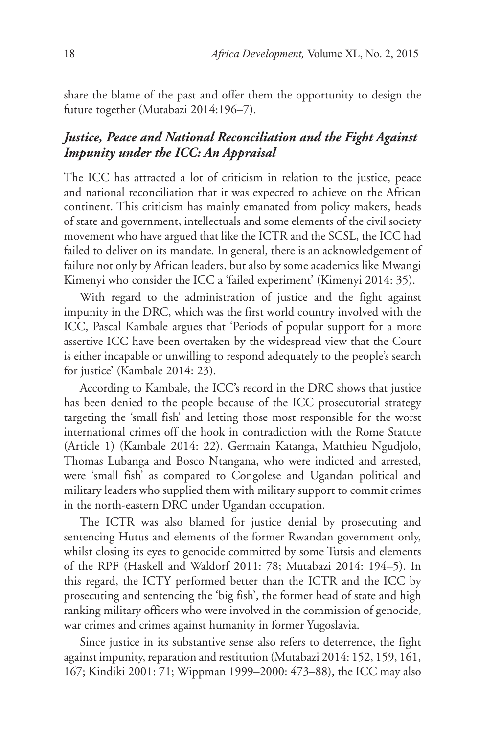share the blame of the past and offer them the opportunity to design the future together (Mutabazi 2014:196–7).

### *Justice, Peace and National Reconciliation and the Fight Against Impunity under the ICC: An Appraisal*

The ICC has attracted a lot of criticism in relation to the justice, peace and national reconciliation that it was expected to achieve on the African continent. This criticism has mainly emanated from policy makers, heads of state and government, intellectuals and some elements of the civil society movement who have argued that like the ICTR and the SCSL, the ICC had failed to deliver on its mandate. In general, there is an acknowledgement of failure not only by African leaders, but also by some academics like Mwangi Kimenyi who consider the ICC a 'failed experiment' (Kimenyi 2014: 35).

With regard to the administration of justice and the fight against impunity in the DRC, which was the first world country involved with the ICC, Pascal Kambale argues that 'Periods of popular support for a more assertive ICC have been overtaken by the widespread view that the Court is either incapable or unwilling to respond adequately to the people's search for justice' (Kambale 2014: 23).

According to Kambale, the ICC's record in the DRC shows that justice has been denied to the people because of the ICC prosecutorial strategy targeting the 'small fish' and letting those most responsible for the worst international crimes off the hook in contradiction with the Rome Statute (Article 1) (Kambale 2014: 22). Germain Katanga, Matthieu Ngudjolo, Thomas Lubanga and Bosco Ntangana, who were indicted and arrested, were 'small fish' as compared to Congolese and Ugandan political and military leaders who supplied them with military support to commit crimes in the north-eastern DRC under Ugandan occupation.

The ICTR was also blamed for justice denial by prosecuting and sentencing Hutus and elements of the former Rwandan government only, whilst closing its eyes to genocide committed by some Tutsis and elements of the RPF (Haskell and Waldorf 2011: 78; Mutabazi 2014: 194–5). In this regard, the ICTY performed better than the ICTR and the ICC by prosecuting and sentencing the 'big fish', the former head of state and high ranking military officers who were involved in the commission of genocide, war crimes and crimes against humanity in former Yugoslavia.

Since justice in its substantive sense also refers to deterrence, the fight against impunity, reparation and restitution (Mutabazi 2014: 152, 159, 161, 167; Kindiki 2001: 71; Wippman 1999–2000: 473–88), the ICC may also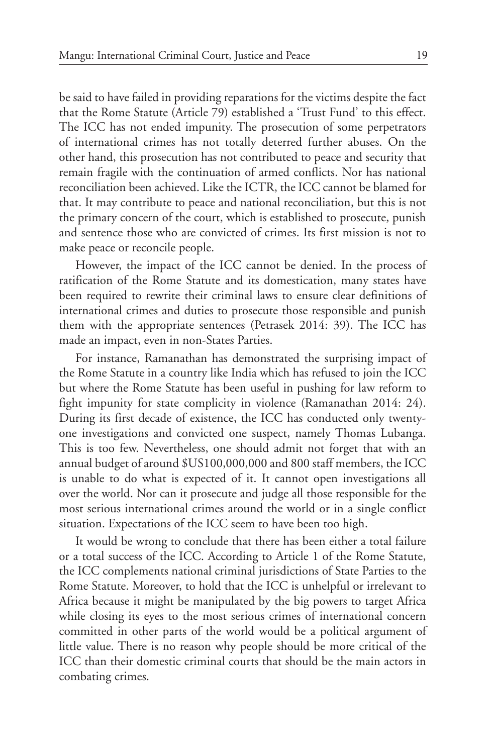be said to have failed in providing reparations for the victims despite the fact that the Rome Statute (Article 79) established a 'Trust Fund' to this effect. The ICC has not ended impunity. The prosecution of some perpetrators of international crimes has not totally deterred further abuses. On the other hand, this prosecution has not contributed to peace and security that remain fragile with the continuation of armed conflicts. Nor has national reconciliation been achieved. Like the ICTR, the ICC cannot be blamed for that. It may contribute to peace and national reconciliation, but this is not the primary concern of the court, which is established to prosecute, punish and sentence those who are convicted of crimes. Its first mission is not to make peace or reconcile people.

However, the impact of the ICC cannot be denied. In the process of ratification of the Rome Statute and its domestication, many states have been required to rewrite their criminal laws to ensure clear definitions of international crimes and duties to prosecute those responsible and punish them with the appropriate sentences (Petrasek 2014: 39). The ICC has made an impact, even in non-States Parties.

For instance, Ramanathan has demonstrated the surprising impact of the Rome Statute in a country like India which has refused to join the ICC but where the Rome Statute has been useful in pushing for law reform to fight impunity for state complicity in violence (Ramanathan 2014: 24). During its first decade of existence, the ICC has conducted only twenty-one investigations and convicted one suspect, namely Thomas Lubanga. This is too few. Nevertheless, one should admit not forget that with an annual budget of around $US100,000,000 and 800 staff members, the ICC is unable to do what is expected of it. It cannot open investigations all over the world. Nor can it prosecute and judge all those responsible for the most serious international crimes around the world or in a single conflict situation. Expectations of the ICC seem to have been too high.

It would be wrong to conclude that there has been either a total failure or a total success of the ICC. According to Article 1 of the Rome Statute, the ICC complements national criminal jurisdictions of State Parties to the Rome Statute. Moreover, to hold that the ICC is unhelpful or irrelevant to Africa because it might be manipulated by the big powers to target Africa while closing its eyes to the most serious crimes of international concern committed in other parts of the world would be a political argument of little value. There is no reason why people should be more critical of the ICC than their domestic criminal courts that should be the main actors in combating crimes.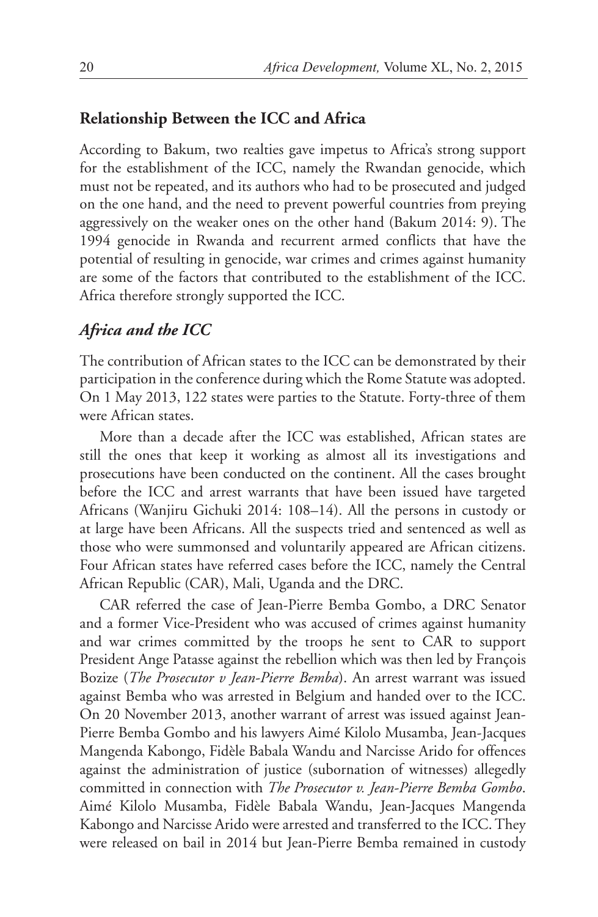## Relationship Between the ICC and Africa

According to Bakum, two realties gave impetus to Africa's strong support for the establishment of the ICC, namely the Rwandan genocide, which must not be repeated, and its authors who had to be prosecuted and judged on the one hand, and the need to prevent powerful countries from preying aggressively on the weaker ones on the other hand (Bakum 2014: 9). The 1994 genocide in Rwanda and recurrent armed conflicts that have the potential of resulting in genocide, war crimes and crimes against humanity are some of the factors that contributed to the establishment of the ICC. Africa therefore strongly supported the ICC.

### *Africa and the ICC*

The contribution of African states to the ICC can be demonstrated by their participation in the conference during which the Rome Statute was adopted. On 1 May 2013, 122 states were parties to the Statute. Forty-three of them were African states.

More than a decade after the ICC was established, African states are still the ones that keep it working as almost all its investigations and prosecutions have been conducted on the continent. All the cases brought before the ICC and arrest warrants that have been issued have targeted Africans (Wanjiru Gichuki 2014: 108–14). All the persons in custody or at large have been Africans. All the suspects tried and sentenced as well as those who were summonsed and voluntarily appeared are African citizens. Four African states have referred cases before the ICC, namely the Central African Republic (CAR), Mali, Uganda and the DRC.

CAR referred the case of Jean-Pierre Bemba Gombo, a DRC Senator and a former Vice-President who was accused of crimes against humanity and war crimes committed by the troops he sent to CAR to support President Ange Patasse against the rebellion which was then led by François Bozize (*The Prosecutor v Jean-Pierre Bemba*). An arrest warrant was issued against Bemba who was arrested in Belgium and handed over to the ICC. On 20 November 2013, another warrant of arrest was issued against Jean-Pierre Bemba Gombo and his lawyers Aimé Kilolo Musamba, Jean-Jacques Mangenda Kabongo, Fidèle Babala Wandu and Narcisse Arido for offences against the administration of justice (subornation of witnesses) allegedly committed in connection with *The Prosecutor v. Jean-Pierre Bemba Gombo*. Aimé Kilolo Musamba, Fidèle Babala Wandu, Jean-Jacques Mangenda Kabongo and Narcisse Arido were arrested and transferred to the ICC. They were released on bail in 2014 but Jean-Pierre Bemba remained in custody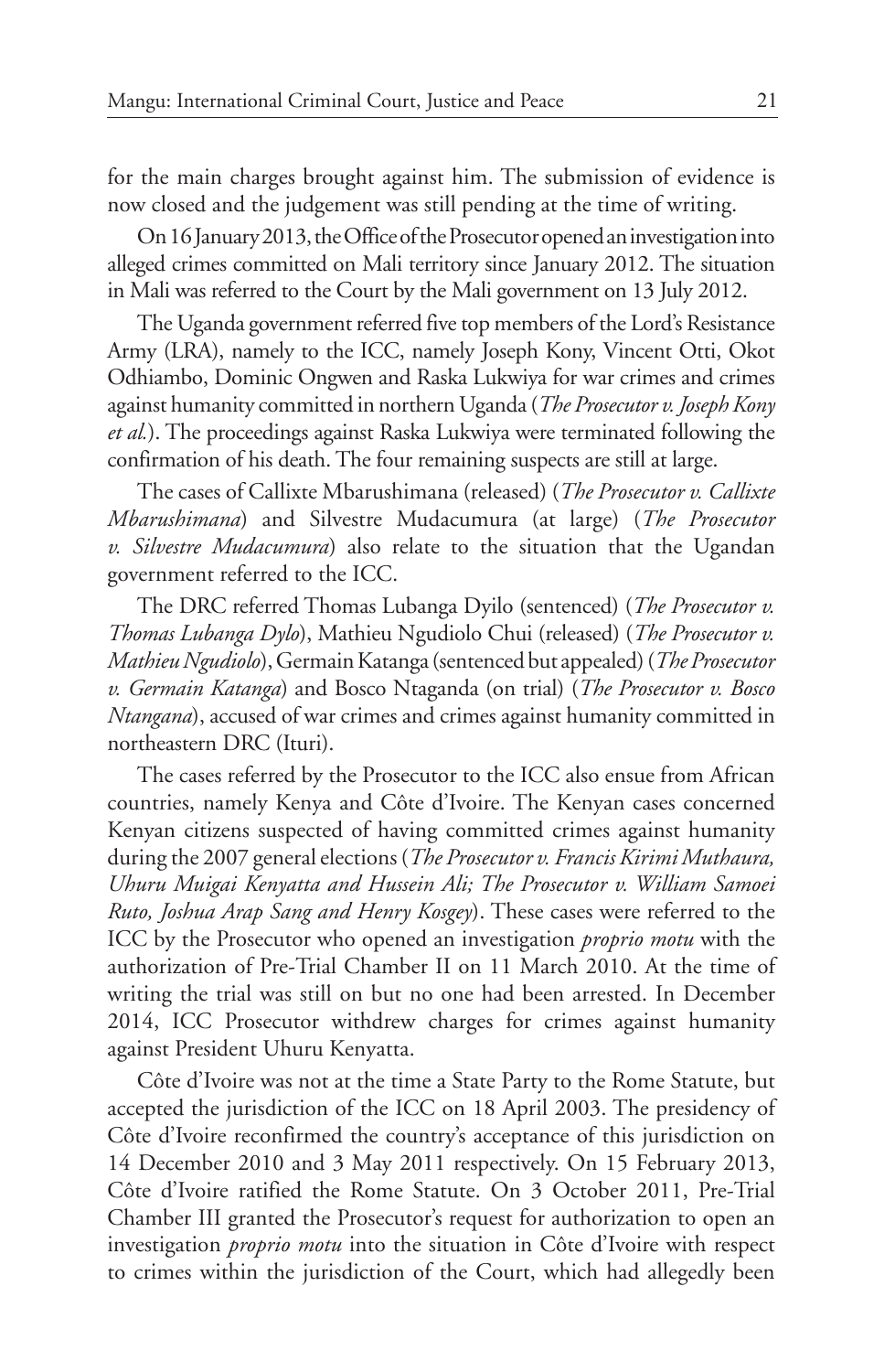for the main charges brought against him. The submission of evidence is now closed and the judgement was still pending at the time of writing.

On 16 January 2013, the Office of the Prosecutor opened an investigation into alleged crimes committed on Mali territory since January 2012. The situation in Mali was referred to the Court by the Mali government on 13 July 2012.

The Uganda government referred five top members of the Lord's Resistance Army (LRA), namely to the ICC, namely Joseph Kony, Vincent Otti, Okot Odhiambo, Dominic Ongwen and Raska Lukwiya for war crimes and crimes against humanity committed in northern Uganda (*The Prosecutor v. Joseph Kony et al.*). The proceedings against Raska Lukwiya were terminated following the confirmation of his death. The four remaining suspects are still at large.

The cases of Callixte Mbarushimana (released) (*The Prosecutor v. Callixte Mbarushimana*) and Silvestre Mudacumura (at large) (*The Prosecutor v. Silvestre Mudacumura*) also relate to the situation that the Ugandan government referred to the ICC.

The DRC referred Thomas Lubanga Dyilo (sentenced) (*The Prosecutor v. Thomas Lubanga Dylo*), Mathieu Ngudiolo Chui (released) (*The Prosecutor v. Mathieu Ngudiolo*), Germain Katanga (sentenced but appealed) (*The Prosecutor v. Germain Katanga*) and Bosco Ntaganda (on trial) (*The Prosecutor v. Bosco Ntangana*), accused of war crimes and crimes against humanity committed in northeastern DRC (Ituri).

The cases referred by the Prosecutor to the ICC also ensue from African countries, namely Kenya and Côte d'Ivoire. The Kenyan cases concerned Kenyan citizens suspected of having committed crimes against humanity during the 2007 general elections (*The Prosecutor v. Francis Kirimi Muthaura, Uhuru Muigai Kenyatta and Hussein Ali; The Prosecutor v. William Samoei Ruto, Joshua Arap Sang and Henry Kosgey*). These cases were referred to the ICC by the Prosecutor who opened an investigation *proprio motu* with the authorization of Pre-Trial Chamber II on 11 March 2010. At the time of writing the trial was still on but no one had been arrested. In December 2014, ICC Prosecutor withdrew charges for crimes against humanity against President Uhuru Kenyatta.

Côte d'Ivoire was not at the time a State Party to the Rome Statute, but accepted the jurisdiction of the ICC on 18 April 2003. The presidency of Côte d'Ivoire reconfirmed the country's acceptance of this jurisdiction on 14 December 2010 and 3 May 2011 respectively. On 15 February 2013, Côte d'Ivoire ratified the Rome Statute. On 3 October 2011, Pre-Trial Chamber III granted the Prosecutor's request for authorization to open an investigation *proprio motu* into the situation in Côte d'Ivoire with respect to crimes within the jurisdiction of the Court, which had allegedly been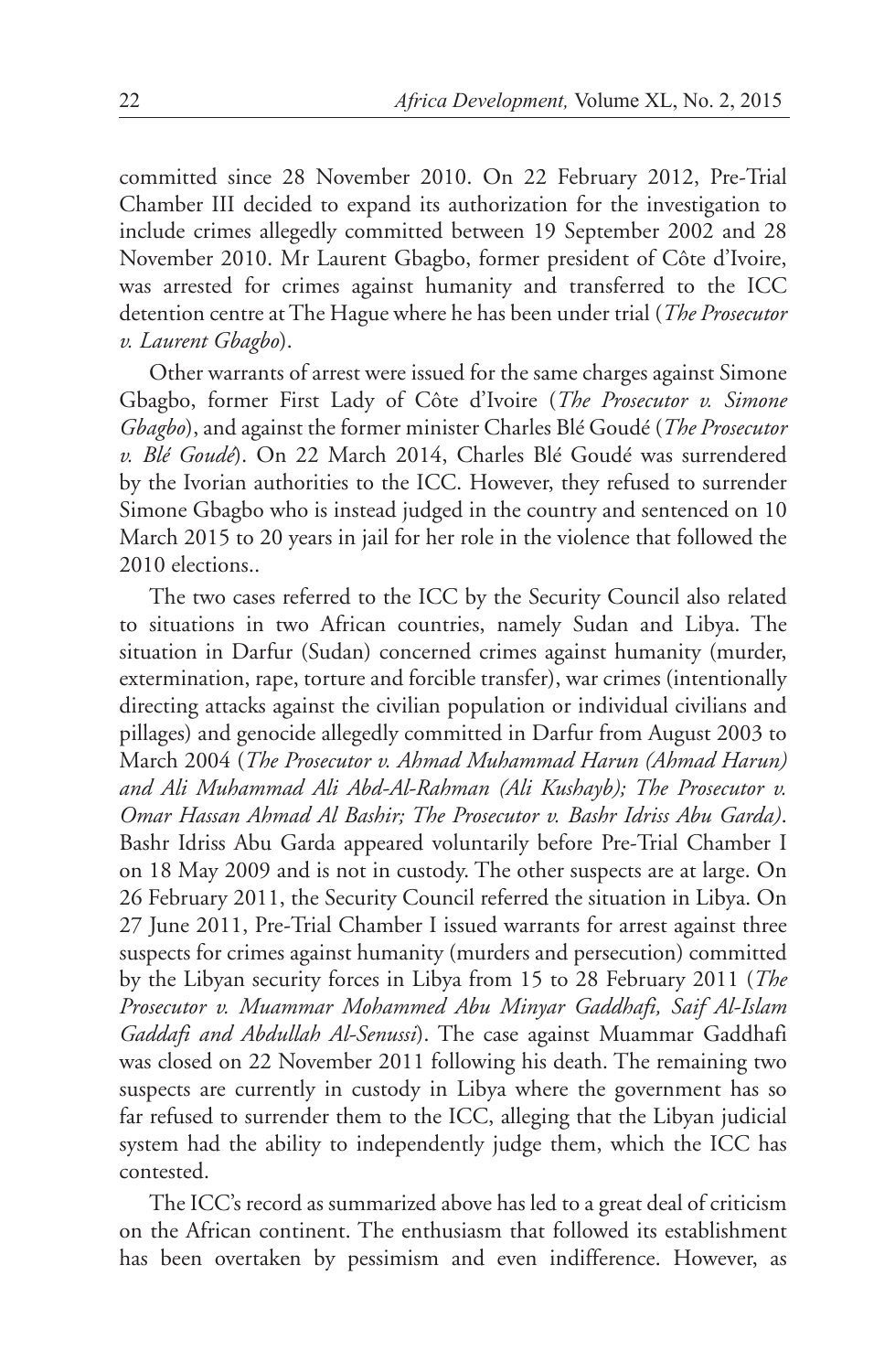committed since 28 November 2010. On 22 February 2012, Pre-Trial Chamber III decided to expand its authorization for the investigation to include crimes allegedly committed between 19 September 2002 and 28 November 2010. Mr Laurent Gbagbo, former president of Côte d'Ivoire, was arrested for crimes against humanity and transferred to the ICC detention centre at The Hague where he has been under trial (*The Prosecutor v. Laurent Gbagbo*).

Other warrants of arrest were issued for the same charges against Simone Gbagbo, former First Lady of Côte d'Ivoire (*The Prosecutor v. Simone Gbagbo*), and against the former minister Charles Blé Goudé (*The Prosecutor v. Blé Goudé*). On 22 March 2014, Charles Blé Goudé was surrendered by the Ivorian authorities to the ICC. However, they refused to surrender Simone Gbagbo who is instead judged in the country and sentenced on 10 March 2015 to 20 years in jail for her role in the violence that followed the 2010 elections..

The two cases referred to the ICC by the Security Council also related to situations in two African countries, namely Sudan and Libya. The situation in Darfur (Sudan) concerned crimes against humanity (murder, extermination, rape, torture and forcible transfer), war crimes (intentionally directing attacks against the civilian population or individual civilians and pillages) and genocide allegedly committed in Darfur from August 2003 to March 2004 (*The Prosecutor v. Ahmad Muhammad Harun (Ahmad Harun) and Ali Muhammad Ali Abd-Al-Rahman (Ali Kushayb); The Prosecutor v. Omar Hassan Ahmad Al Bashir; The Prosecutor v. Bashr Idriss Abu Garda)*. Bashr Idriss Abu Garda appeared voluntarily before Pre-Trial Chamber I on 18 May 2009 and is not in custody. The other suspects are at large. On 26 February 2011, the Security Council referred the situation in Libya. On 27 June 2011, Pre-Trial Chamber I issued warrants for arrest against three suspects for crimes against humanity (murders and persecution) committed by the Libyan security forces in Libya from 15 to 28 February 2011 (*The Prosecutor v. Muammar Mohammed Abu Minyar Gaddhafi, Saif Al-Islam Gaddafi and Abdullah Al-Senussi*). The case against Muammar Gaddhafi was closed on 22 November 2011 following his death. The remaining two suspects are currently in custody in Libya where the government has so far refused to surrender them to the ICC, alleging that the Libyan judicial system had the ability to independently judge them, which the ICC has contested.

The ICC's record as summarized above has led to a great deal of criticism on the African continent. The enthusiasm that followed its establishment has been overtaken by pessimism and even indifference. However, as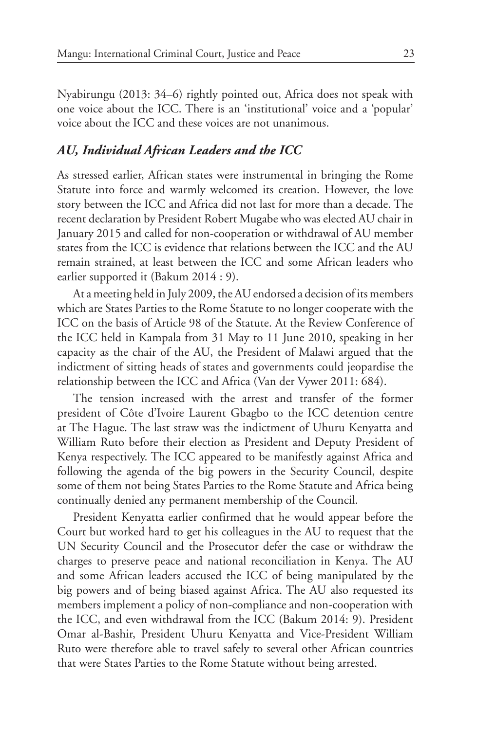Nyabirungu (2013: 34–6) rightly pointed out, Africa does not speak with one voice about the ICC. There is an 'institutional' voice and a 'popular' voice about the ICC and these voices are not unanimous.

### *AU, Individual African Leaders and the ICC*

As stressed earlier, African states were instrumental in bringing the Rome Statute into force and warmly welcomed its creation. However, the love story between the ICC and Africa did not last for more than a decade. The recent declaration by President Robert Mugabe who was elected AU chair in January 2015 and called for non-cooperation or withdrawal of AU member states from the ICC is evidence that relations between the ICC and the AU remain strained, at least between the ICC and some African leaders who earlier supported it (Bakum 2014 : 9).

At a meeting held in July 2009, the AU endorsed a decision of its members which are States Parties to the Rome Statute to no longer cooperate with the ICC on the basis of Article 98 of the Statute. At the Review Conference of the ICC held in Kampala from 31 May to 11 June 2010, speaking in her capacity as the chair of the AU, the President of Malawi argued that the indictment of sitting heads of states and governments could jeopardise the relationship between the ICC and Africa (Van der Vywer 2011: 684).

The tension increased with the arrest and transfer of the former president of Côte d'Ivoire Laurent Gbagbo to the ICC detention centre at The Hague. The last straw was the indictment of Uhuru Kenyatta and William Ruto before their election as President and Deputy President of Kenya respectively. The ICC appeared to be manifestly against Africa and following the agenda of the big powers in the Security Council, despite some of them not being States Parties to the Rome Statute and Africa being continually denied any permanent membership of the Council.

President Kenyatta earlier confirmed that he would appear before the Court but worked hard to get his colleagues in the AU to request that the UN Security Council and the Prosecutor defer the case or withdraw the charges to preserve peace and national reconciliation in Kenya. The AU and some African leaders accused the ICC of being manipulated by the big powers and of being biased against Africa. The AU also requested its members implement a policy of non-compliance and non-cooperation with the ICC, and even withdrawal from the ICC (Bakum 2014: 9). President Omar al-Bashir, President Uhuru Kenyatta and Vice-President William Ruto were therefore able to travel safely to several other African countries that were States Parties to the Rome Statute without being arrested.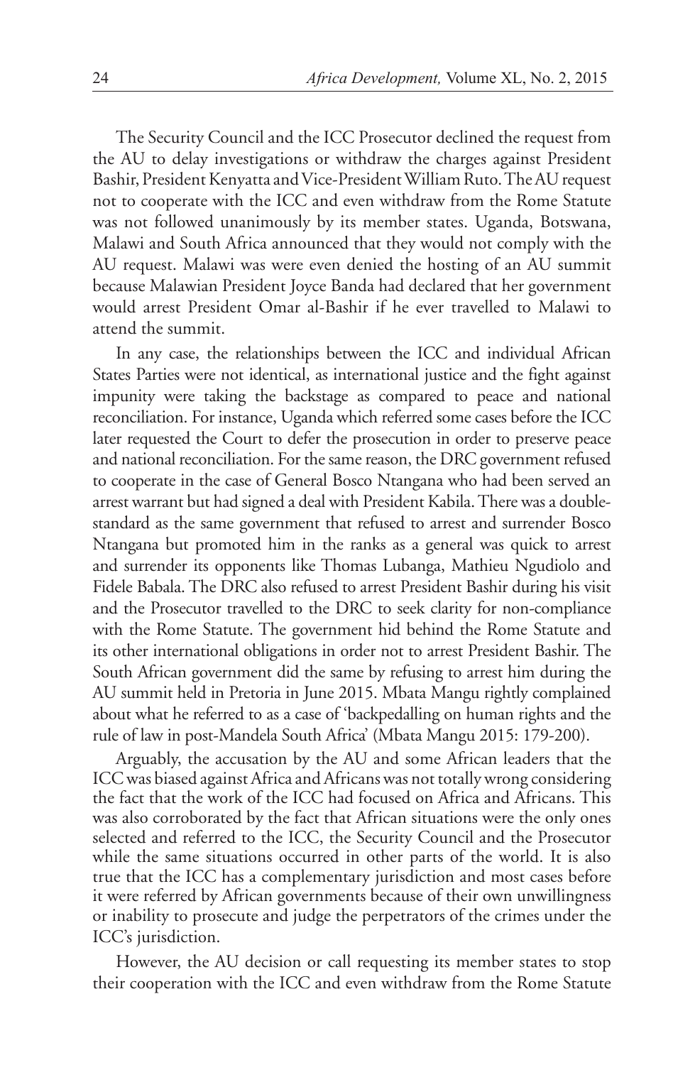The Security Council and the ICC Prosecutor declined the request from the AU to delay investigations or withdraw the charges against President Bashir, President Kenyatta and Vice-President William Ruto. The AU request not to cooperate with the ICC and even withdraw from the Rome Statute was not followed unanimously by its member states. Uganda, Botswana, Malawi and South Africa announced that they would not comply with the AU request. Malawi was were even denied the hosting of an AU summit because Malawian President Joyce Banda had declared that her government would arrest President Omar al-Bashir if he ever travelled to Malawi to attend the summit.

In any case, the relationships between the ICC and individual African States Parties were not identical, as international justice and the fight against impunity were taking the backstage as compared to peace and national reconciliation. For instance, Uganda which referred some cases before the ICC later requested the Court to defer the prosecution in order to preserve peace and national reconciliation. For the same reason, the DRC government refused to cooperate in the case of General Bosco Ntangana who had been served an arrest warrant but had signed a deal with President Kabila. There was a double-standard as the same government that refused to arrest and surrender Bosco Ntangana but promoted him in the ranks as a general was quick to arrest and surrender its opponents like Thomas Lubanga, Mathieu Ngudiolo and Fidele Babala. The DRC also refused to arrest President Bashir during his visit and the Prosecutor travelled to the DRC to seek clarity for non-compliance with the Rome Statute. The government hid behind the Rome Statute and its other international obligations in order not to arrest President Bashir. The South African government did the same by refusing to arrest him during the AU summit held in Pretoria in June 2015. Mbata Mangu rightly complained about what he referred to as a case of 'backpedalling on human rights and the rule of law in post-Mandela South Africa' (Mbata Mangu 2015: 179-200).

Arguably, the accusation by the AU and some African leaders that the ICC was biased against Africa and Africans was not totally wrong considering the fact that the work of the ICC had focused on Africa and Africans. This was also corroborated by the fact that African situations were the only ones selected and referred to the ICC, the Security Council and the Prosecutor while the same situations occurred in other parts of the world. It is also true that the ICC has a complementary jurisdiction and most cases before it were referred by African governments because of their own unwillingness or inability to prosecute and judge the perpetrators of the crimes under the ICC's jurisdiction.

However, the AU decision or call requesting its member states to stop their cooperation with the ICC and even withdraw from the Rome Statute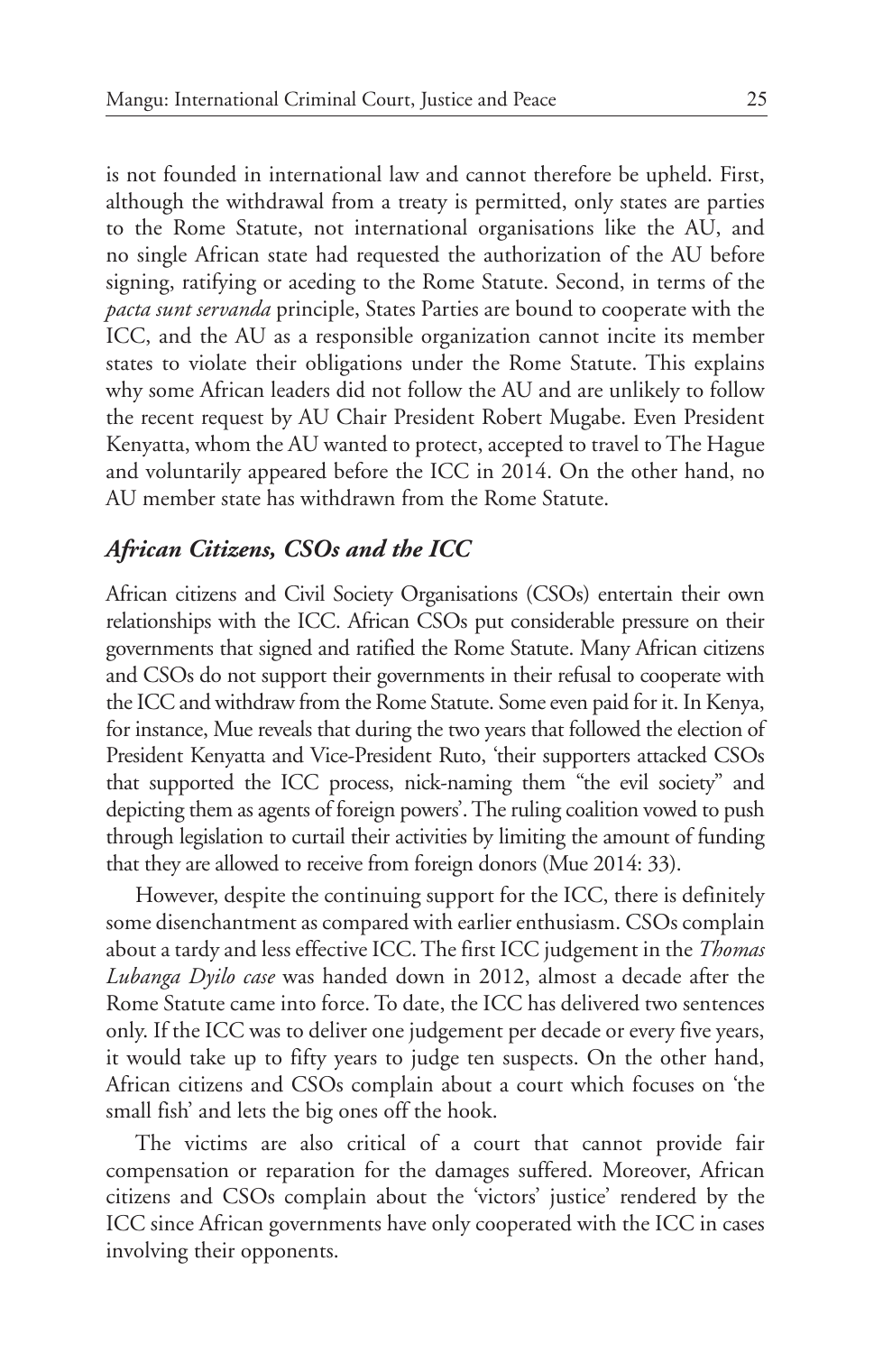is not founded in international law and cannot therefore be upheld. First, although the withdrawal from a treaty is permitted, only states are parties to the Rome Statute, not international organisations like the AU, and no single African state had requested the authorization of the AU before signing, ratifying or aceding to the Rome Statute. Second, in terms of the *pacta sunt servanda* principle, States Parties are bound to cooperate with the ICC, and the AU as a responsible organization cannot incite its member states to violate their obligations under the Rome Statute. This explains why some African leaders did not follow the AU and are unlikely to follow the recent request by AU Chair President Robert Mugabe. Even President Kenyatta, whom the AU wanted to protect, accepted to travel to The Hague and voluntarily appeared before the ICC in 2014. On the other hand, no AU member state has withdrawn from the Rome Statute.

### *African Citizens, CSOs and the ICC*

African citizens and Civil Society Organisations (CSOs) entertain their own relationships with the ICC. African CSOs put considerable pressure on their governments that signed and ratified the Rome Statute. Many African citizens and CSOs do not support their governments in their refusal to cooperate with the ICC and withdraw from the Rome Statute. Some even paid for it. In Kenya, for instance, Mue reveals that during the two years that followed the election of President Kenyatta and Vice-President Ruto, 'their supporters attacked CSOs that supported the ICC process, nick-naming them "the evil society" and depicting them as agents of foreign powers'. The ruling coalition vowed to push through legislation to curtail their activities by limiting the amount of funding that they are allowed to receive from foreign donors (Mue 2014: 33).

However, despite the continuing support for the ICC, there is definitely some disenchantment as compared with earlier enthusiasm. CSOs complain about a tardy and less effective ICC. The first ICC judgement in the *Thomas Lubanga Dyilo case* was handed down in 2012, almost a decade after the Rome Statute came into force. To date, the ICC has delivered two sentences only. If the ICC was to deliver one judgement per decade or every five years, it would take up to fifty years to judge ten suspects. On the other hand, African citizens and CSOs complain about a court which focuses on 'the small fish' and lets the big ones off the hook.

The victims are also critical of a court that cannot provide fair compensation or reparation for the damages suffered. Moreover, African citizens and CSOs complain about the 'victors' justice' rendered by the ICC since African governments have only cooperated with the ICC in cases involving their opponents.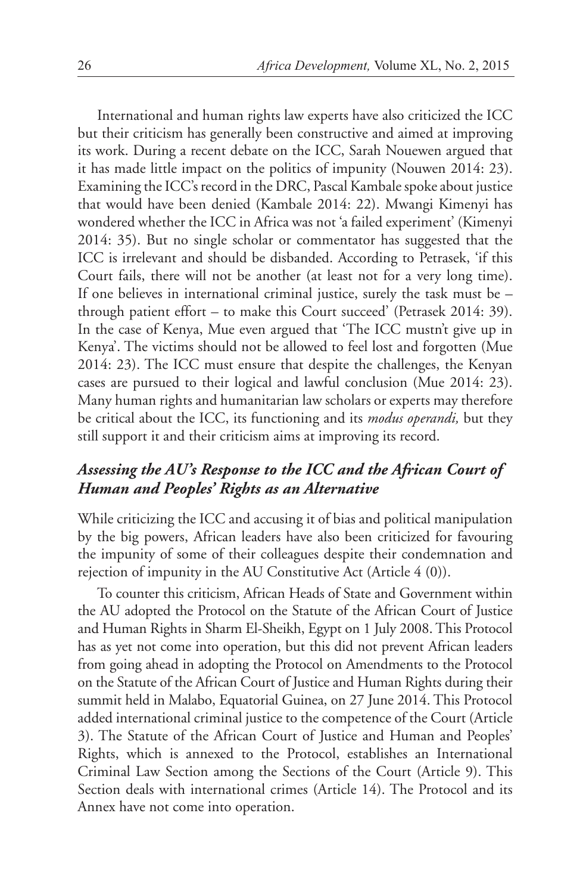International and human rights law experts have also criticized the ICC but their criticism has generally been constructive and aimed at improving its work. During a recent debate on the ICC, Sarah Nouewen argued that it has made little impact on the politics of impunity (Nouwen 2014: 23). Examining the ICC's record in the DRC, Pascal Kambale spoke about justice that would have been denied (Kambale 2014: 22). Mwangi Kimenyi has wondered whether the ICC in Africa was not 'a failed experiment' (Kimenyi 2014: 35). But no single scholar or commentator has suggested that the ICC is irrelevant and should be disbanded. According to Petrasek, 'if this Court fails, there will not be another (at least not for a very long time). If one believes in international criminal justice, surely the task must be – through patient effort – to make this Court succeed' (Petrasek 2014: 39). In the case of Kenya, Mue even argued that 'The ICC mustn't give up in Kenya'. The victims should not be allowed to feel lost and forgotten (Mue 2014: 23). The ICC must ensure that despite the challenges, the Kenyan cases are pursued to their logical and lawful conclusion (Mue 2014: 23). Many human rights and humanitarian law scholars or experts may therefore be critical about the ICC, its functioning and its *modus operandi,* but they still support it and their criticism aims at improving its record.

### *Assessing the AU's Response to the ICC and the African Court of Human and Peoples' Rights as an Alternative*

While criticizing the ICC and accusing it of bias and political manipulation by the big powers, African leaders have also been criticized for favouring the impunity of some of their colleagues despite their condemnation and rejection of impunity in the AU Constitutive Act (Article 4 (0)).

To counter this criticism, African Heads of State and Government within the AU adopted the Protocol on the Statute of the African Court of Justice and Human Rights in Sharm El-Sheikh, Egypt on 1 July 2008. This Protocol has as yet not come into operation, but this did not prevent African leaders from going ahead in adopting the Protocol on Amendments to the Protocol on the Statute of the African Court of Justice and Human Rights during their summit held in Malabo, Equatorial Guinea, on 27 June 2014. This Protocol added international criminal justice to the competence of the Court (Article 3). The Statute of the African Court of Justice and Human and Peoples' Rights, which is annexed to the Protocol, establishes an International Criminal Law Section among the Sections of the Court (Article 9). This Section deals with international crimes (Article 14). The Protocol and its Annex have not come into operation.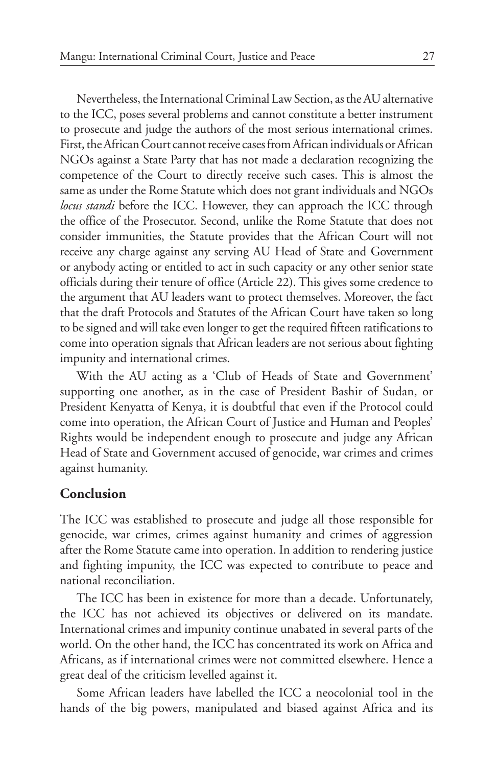Nevertheless, the International Criminal Law Section, as the AU alternative to the ICC, poses several problems and cannot constitute a better instrument to prosecute and judge the authors of the most serious international crimes. First, the African Court cannot receive cases from African individuals or African NGOs against a State Party that has not made a declaration recognizing the competence of the Court to directly receive such cases. This is almost the same as under the Rome Statute which does not grant individuals and NGOs *locus standi* before the ICC. However, they can approach the ICC through the office of the Prosecutor. Second, unlike the Rome Statute that does not consider immunities, the Statute provides that the African Court will not receive any charge against any serving AU Head of State and Government or anybody acting or entitled to act in such capacity or any other senior state officials during their tenure of office (Article 22). This gives some credence to the argument that AU leaders want to protect themselves. Moreover, the fact that the draft Protocols and Statutes of the African Court have taken so long to be signed and will take even longer to get the required fifteen ratifications to come into operation signals that African leaders are not serious about fighting impunity and international crimes.

With the AU acting as a 'Club of Heads of State and Government' supporting one another, as in the case of President Bashir of Sudan, or President Kenyatta of Kenya, it is doubtful that even if the Protocol could come into operation, the African Court of Justice and Human and Peoples' Rights would be independent enough to prosecute and judge any African Head of State and Government accused of genocide, war crimes and crimes against humanity.

## Conclusion

The ICC was established to prosecute and judge all those responsible for genocide, war crimes, crimes against humanity and crimes of aggression after the Rome Statute came into operation. In addition to rendering justice and fighting impunity, the ICC was expected to contribute to peace and national reconciliation.

The ICC has been in existence for more than a decade. Unfortunately, the ICC has not achieved its objectives or delivered on its mandate. International crimes and impunity continue unabated in several parts of the world. On the other hand, the ICC has concentrated its work on Africa and Africans, as if international crimes were not committed elsewhere. Hence a great deal of the criticism levelled against it.

Some African leaders have labelled the ICC a neocolonial tool in the hands of the big powers, manipulated and biased against Africa and its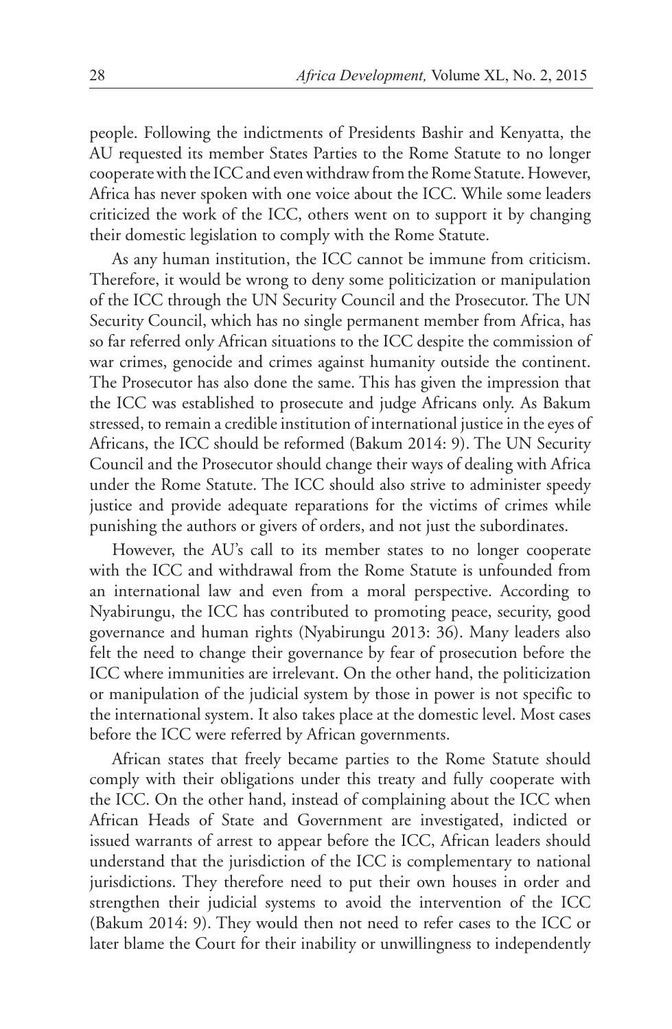people. Following the indictments of Presidents Bashir and Kenyatta, the AU requested its member States Parties to the Rome Statute to no longer cooperate with the ICC and even withdraw from the Rome Statute. However, Africa has never spoken with one voice about the ICC. While some leaders criticized the work of the ICC, others went on to support it by changing their domestic legislation to comply with the Rome Statute.

As any human institution, the ICC cannot be immune from criticism. Therefore, it would be wrong to deny some politicization or manipulation of the ICC through the UN Security Council and the Prosecutor. The UN Security Council, which has no single permanent member from Africa, has so far referred only African situations to the ICC despite the commission of war crimes, genocide and crimes against humanity outside the continent. The Prosecutor has also done the same. This has given the impression that the ICC was established to prosecute and judge Africans only. As Bakum stressed, to remain a credible institution of international justice in the eyes of Africans, the ICC should be reformed (Bakum 2014: 9). The UN Security Council and the Prosecutor should change their ways of dealing with Africa under the Rome Statute. The ICC should also strive to administer speedy justice and provide adequate reparations for the victims of crimes while punishing the authors or givers of orders, and not just the subordinates.

However, the AU's call to its member states to no longer cooperate with the ICC and withdrawal from the Rome Statute is unfounded from an international law and even from a moral perspective. According to Nyabirungu, the ICC has contributed to promoting peace, security, good governance and human rights (Nyabirungu 2013: 36). Many leaders also felt the need to change their governance by fear of prosecution before the ICC where immunities are irrelevant. On the other hand, the politicization or manipulation of the judicial system by those in power is not specific to the international system. It also takes place at the domestic level. Most cases before the ICC were referred by African governments.

African states that freely became parties to the Rome Statute should comply with their obligations under this treaty and fully cooperate with the ICC. On the other hand, instead of complaining about the ICC when African Heads of State and Government are investigated, indicted or issued warrants of arrest to appear before the ICC, African leaders should understand that the jurisdiction of the ICC is complementary to national jurisdictions. They therefore need to put their own houses in order and strengthen their judicial systems to avoid the intervention of the ICC (Bakum 2014: 9). They would then not need to refer cases to the ICC or later blame the Court for their inability or unwillingness to independently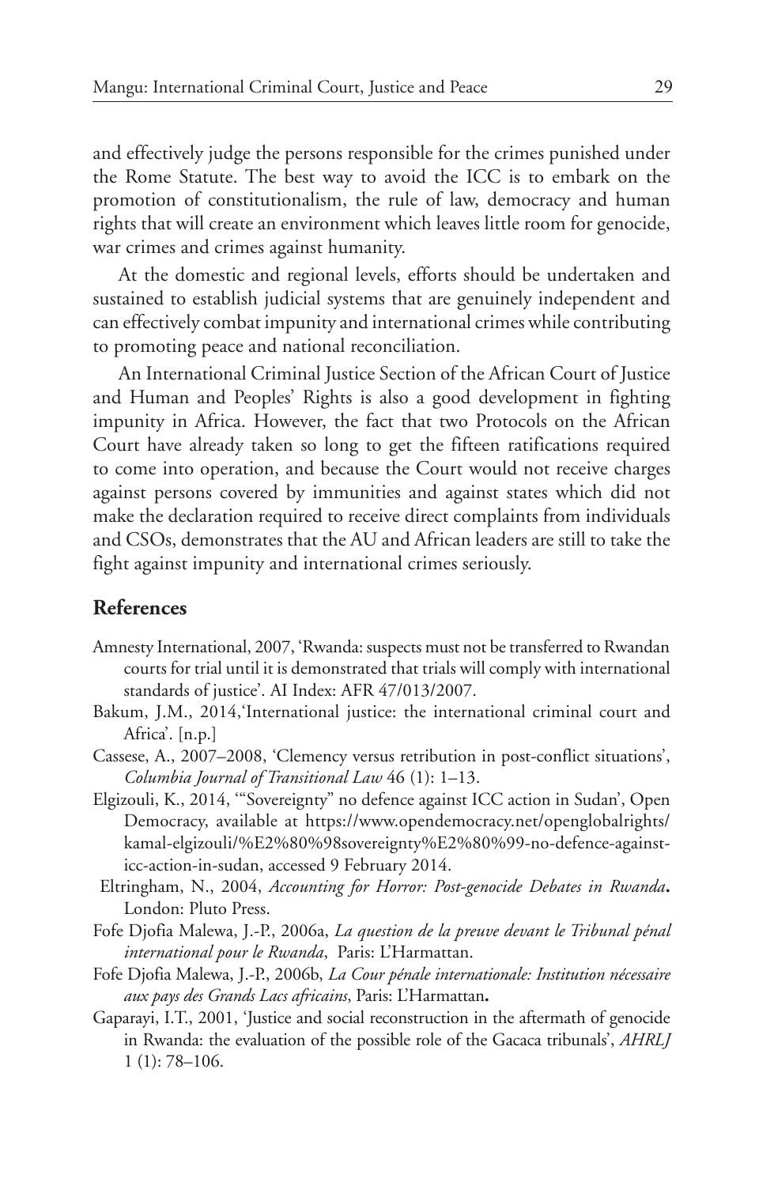and effectively judge the persons responsible for the crimes punished under the Rome Statute. The best way to avoid the ICC is to embark on the promotion of constitutionalism, the rule of law, democracy and human rights that will create an environment which leaves little room for genocide, war crimes and crimes against humanity.

At the domestic and regional levels, efforts should be undertaken and sustained to establish judicial systems that are genuinely independent and can effectively combat impunity and international crimes while contributing to promoting peace and national reconciliation.

An International Criminal Justice Section of the African Court of Justice and Human and Peoples' Rights is also a good development in fighting impunity in Africa. However, the fact that two Protocols on the African Court have already taken so long to get the fifteen ratifications required to come into operation, and because the Court would not receive charges against persons covered by immunities and against states which did not make the declaration required to receive direct complaints from individuals and CSOs, demonstrates that the AU and African leaders are still to take the fight against impunity and international crimes seriously.

## References

Amnesty International, 2007, 'Rwanda: suspects must not be transferred to Rwandan courts for trial until it is demonstrated that trials will comply with international standards of justice'. AI Index: AFR 47/013/2007.

Bakum, J.M., 2014,'International justice: the international criminal court and Africa'. [n.p.]

Cassese, A., 2007–2008, 'Clemency versus retribution in post-conflict situations', *Columbia Journal of Transitional Law* 46 (1): 1–13.

Elgizouli, K., 2014, '"Sovereignty" no defence against ICC action in Sudan', Open Democracy, available at https://www.opendemocracy.net/openglobalrights/kamal-elgizouli/%E2%80%98sovereignty%E2%80%99-no-defence-against-icc-action-in-sudan, accessed 9 February 2014.

Eltringham, N., 2004, *Accounting for Horror: Post-genocide Debates in Rwanda***.** London: Pluto Press.

Fofe Djofia Malewa, J.-P., 2006a, *La question de la preuve devant le Tribunal pénal international pour le Rwanda*, Paris: L'Harmattan.

Fofe Djofia Malewa, J.-P., 2006b, *La Cour pénale internationale: Institution nécessaire aux pays des Grands Lacs africains*, Paris: L'Harmattan**.**

Gaparayi, I.T., 2001, 'Justice and social reconstruction in the aftermath of genocide in Rwanda: the evaluation of the possible role of the Gacaca tribunals', *AHRLJ* 1 (1): 78–106.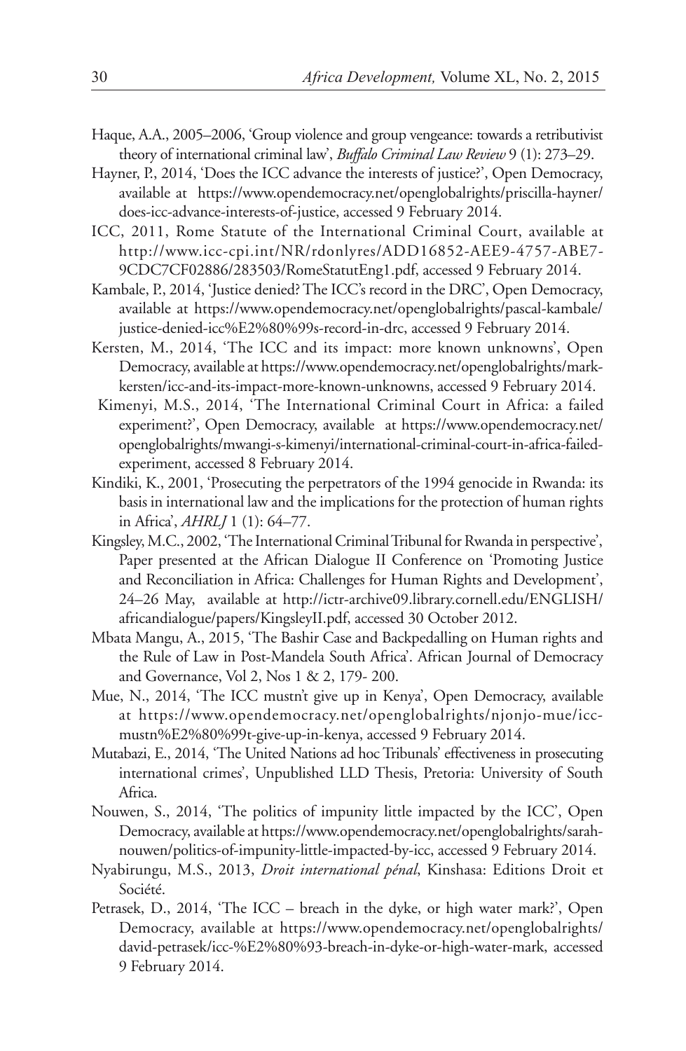Haque, A.A., 2005–2006, 'Group violence and group vengeance: towards a retributivist theory of international criminal law', *Buffalo Criminal Law Review* 9 (1): 273–29.

Hayner, P., 2014, 'Does the ICC advance the interests of justice?', Open Democracy, available at https://www.opendemocracy.net/openglobalrights/priscilla-hayner/does-icc-advance-interests-of-justice, accessed 9 February 2014.

ICC, 2011, Rome Statute of the International Criminal Court, available at http://www.icc-cpi.int/NR/rdonlyres/ADD16852-AEE9-4757-ABE7-9CDC7CF02886/283503/RomeStatutEng1.pdf, accessed 9 February 2014.

Kambale, P., 2014, 'Justice denied? The ICC's record in the DRC', Open Democracy, available at https://www.opendemocracy.net/openglobalrights/pascal-kambale/justice-denied-icc%E2%80%99s-record-in-drc, accessed 9 February 2014.

Kersten, M., 2014, 'The ICC and its impact: more known unknowns', Open Democracy, available at https://www.opendemocracy.net/openglobalrights/mark-kersten/icc-and-its-impact-more-known-unknowns, accessed 9 February 2014.

Kimenyi, M.S., 2014, 'The International Criminal Court in Africa: a failed experiment?', Open Democracy, available at https://www.opendemocracy.net/openglobalrights/mwangi-s-kimenyi/international-criminal-court-in-africa-failed-experiment, accessed 8 February 2014.

Kindiki, K., 2001, 'Prosecuting the perpetrators of the 1994 genocide in Rwanda: its basis in international law and the implications for the protection of human rights in Africa', *AHRLJ* 1 (1): 64–77.

Kingsley, M.C., 2002, 'The International Criminal Tribunal for Rwanda in perspective', Paper presented at the African Dialogue II Conference on 'Promoting Justice and Reconciliation in Africa: Challenges for Human Rights and Development', 24–26 May, available at http://ictr-archive09.library.cornell.edu/ENGLISH/africandialogue/papers/KingsleyII.pdf, accessed 30 October 2012.

Mbata Mangu, A., 2015, 'The Bashir Case and Backpedalling on Human rights and the Rule of Law in Post-Mandela South Africa'. African Journal of Democracy and Governance, Vol 2, Nos 1 & 2, 179- 200.

Mue, N., 2014, 'The ICC mustn't give up in Kenya', Open Democracy, available at https://www.opendemocracy.net/openglobalrights/njonjo-mue/icc-mustn%E2%80%99t-give-up-in-kenya, accessed 9 February 2014.

Mutabazi, E., 2014, 'The United Nations ad hoc Tribunals' effectiveness in prosecuting international crimes', Unpublished LLD Thesis, Pretoria: University of South Africa.

Nouwen, S., 2014, 'The politics of impunity little impacted by the ICC', Open Democracy, available at https://www.opendemocracy.net/openglobalrights/sarah-nouwen/politics-of-impunity-little-impacted-by-icc, accessed 9 February 2014.

Nyabirungu, M.S., 2013, *Droit international pénal*, Kinshasa: Editions Droit et Société.

Petrasek, D., 2014, 'The ICC – breach in the dyke, or high water mark?', Open Democracy, available at https://www.opendemocracy.net/openglobalrights/david-petrasek/icc-%E2%80%93-breach-in-dyke-or-high-water-mark, accessed 9 February 2014.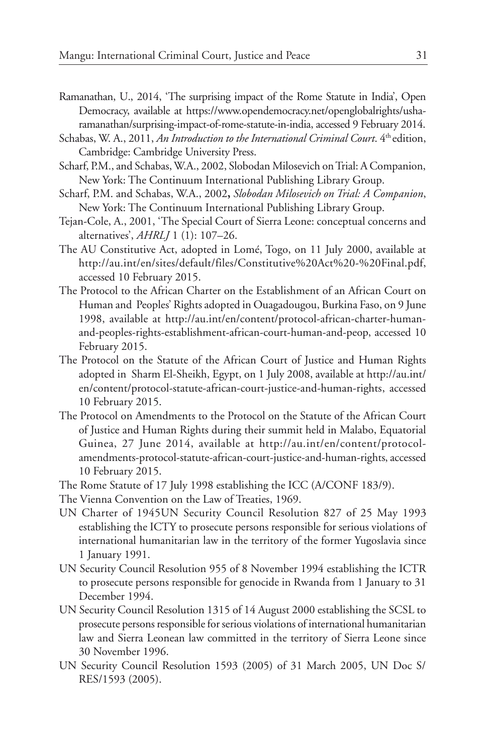Ramanathan, U., 2014, 'The surprising impact of the Rome Statute in India', Open Democracy, available at https://www.opendemocracy.net/openglobalrights/usha-ramanathan/surprising-impact-of-rome-statute-in-india, accessed 9 February 2014.

Schabas, W. A., 2011, *An Introduction to the International Criminal Court*. 4th edition, Cambridge: Cambridge University Press.

Scharf, P.M., and Schabas, W.A., 2002, Slobodan Milosevich on Trial: A Companion, New York: The Continuum International Publishing Library Group.

Scharf, P.M. and Schabas, W.A., 2002**,** *Slobodan Milosevich on Trial: A Companion*, New York: The Continuum International Publishing Library Group.

Tejan-Cole, A., 2001, 'The Special Court of Sierra Leone: conceptual concerns and alternatives', *AHRLJ* 1 (1): 107–26.

The AU Constitutive Act, adopted in Lomé, Togo, on 11 July 2000, available at http://au.int/en/sites/default/files/Constitutive%20Act%20-%20Final.pdf, accessed 10 February 2015.

The Protocol to the African Charter on the Establishment of an African Court on Human and Peoples' Rights adopted in Ouagadougou, Burkina Faso, on 9 June 1998, available at http://au.int/en/content/protocol-african-charter-human-and-peoples-rights-establishment-african-court-human-and-peop, accessed 10 February 2015.

The Protocol on the Statute of the African Court of Justice and Human Rights adopted in Sharm El-Sheikh, Egypt, on 1 July 2008, available at http://au.int/en/content/protocol-statute-african-court-justice-and-human-rights, accessed 10 February 2015.

The Protocol on Amendments to the Protocol on the Statute of the African Court of Justice and Human Rights during their summit held in Malabo, Equatorial Guinea, 27 June 2014, available at http://au.int/en/content/protocol-amendments-protocol-statute-african-court-justice-and-human-rights, accessed 10 February 2015.

The Rome Statute of 17 July 1998 establishing the ICC (A/CONF 183/9).

The Vienna Convention on the Law of Treaties, 1969.

UN Charter of 1945UN Security Council Resolution 827 of 25 May 1993 establishing the ICTY to prosecute persons responsible for serious violations of international humanitarian law in the territory of the former Yugoslavia since 1 January 1991.

UN Security Council Resolution 955 of 8 November 1994 establishing the ICTR to prosecute persons responsible for genocide in Rwanda from 1 January to 31 December 1994.

UN Security Council Resolution 1315 of 14 August 2000 establishing the SCSL to prosecute persons responsible for serious violations of international humanitarian law and Sierra Leonean law committed in the territory of Sierra Leone since 30 November 1996.

UN Security Council Resolution 1593 (2005) of 31 March 2005, UN Doc S/RES/1593 (2005).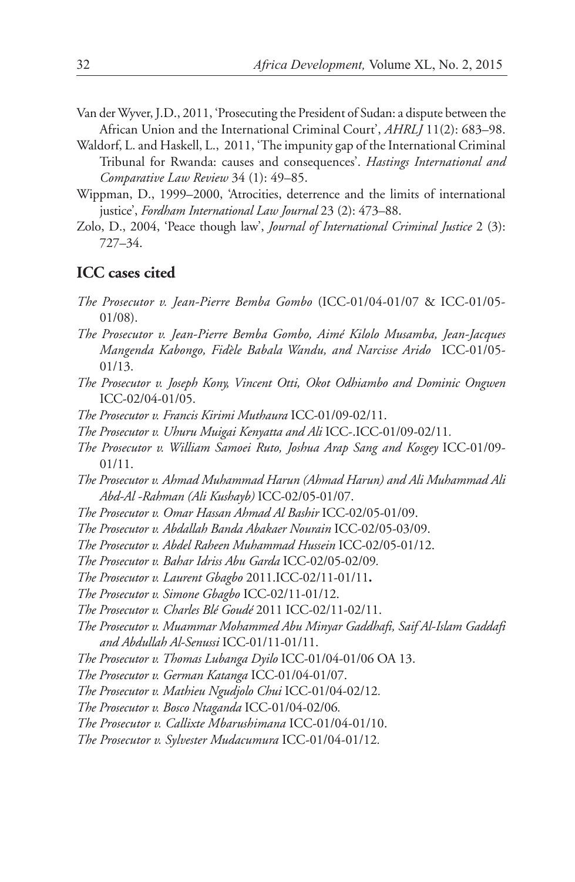Van der Wyver, J.D., 2011, 'Prosecuting the President of Sudan: a dispute between the African Union and the International Criminal Court', *AHRLJ* 11(2): 683–98.

Waldorf, L. and Haskell, L., 2011, 'The impunity gap of the International Criminal Tribunal for Rwanda: causes and consequences'. *Hastings International and Comparative Law Review* 34 (1): 49–85.

Wippman, D., 1999–2000, 'Atrocities, deterrence and the limits of international justice', *Fordham International Law Journal* 23 (2): 473–88.

Zolo, D., 2004, 'Peace though law', *Journal of International Criminal Justice* 2 (3): 727–34.

## ICC cases cited

*The Prosecutor v. Jean-Pierre Bemba Gombo* (ICC-01/04-01/07 & ICC-01/05-01/08).

*The Prosecutor v. Jean-Pierre Bemba Gombo, Aimé Kilolo Musamba, Jean-Jacques Mangenda Kabongo, Fidèle Babala Wandu, and Narcisse Arido* ICC-01/05-01/13.

*The Prosecutor v. Joseph Kony, Vincent Otti, Okot Odhiambo and Dominic Ongwen* ICC-02/04-01/05.

*The Prosecutor v. Francis Kirimi Muthaura* ICC-01/09-02/11.

*The Prosecutor v. Uhuru Muigai Kenyatta and Ali* ICC-.ICC-01/09-02/11.

*The Prosecutor v. William Samoei Ruto, Joshua Arap Sang and Kosgey* ICC-01/09-01/11.

*The Prosecutor v. Ahmad Muhammad Harun (Ahmad Harun) and Ali Muhammad Ali Abd-Al -Rahman (Ali Kushayb)* ICC-02/05-01/07.

*The Prosecutor v. Omar Hassan Ahmad Al Bashir* ICC-02/05-01/09.

*The Prosecutor v. Abdallah Banda Abakaer Nourain* ICC-02/05-03/09.

*The Prosecutor v. Abdel Raheen Muhammad Hussein* ICC-02/05-01/12.

*The Prosecutor v. Bahar Idriss Abu Garda* ICC-02/05-02/09.

*The Prosecutor v. Laurent Gbagbo* 2011.ICC-02/11-01/11**.**

*The Prosecutor v. Simone Gbagbo* ICC-02/11-01/12.

*The Prosecutor v. Charles Blé Goudé* 2011 ICC-02/11-02/11.

*The Prosecutor v. Muammar Mohammed Abu Minyar Gaddhafi, Saif Al-Islam Gaddafi and Abdullah Al-Senussi* ICC-01/11-01/11.

*The Prosecutor v. Thomas Lubanga Dyilo* ICC-01/04-01/06 OA 13.

*The Prosecutor v. German Katanga* ICC-01/04-01/07.

*The Prosecutor v. Mathieu Ngudjolo Chui* ICC-01/04-02/12.

*The Prosecutor v. Bosco Ntaganda* ICC-01/04-02/06.

*The Prosecutor v. Callixte Mbarushimana* ICC-01/04-01/10.

*The Prosecutor v. Sylvester Mudacumura* ICC-01/04-01/12.